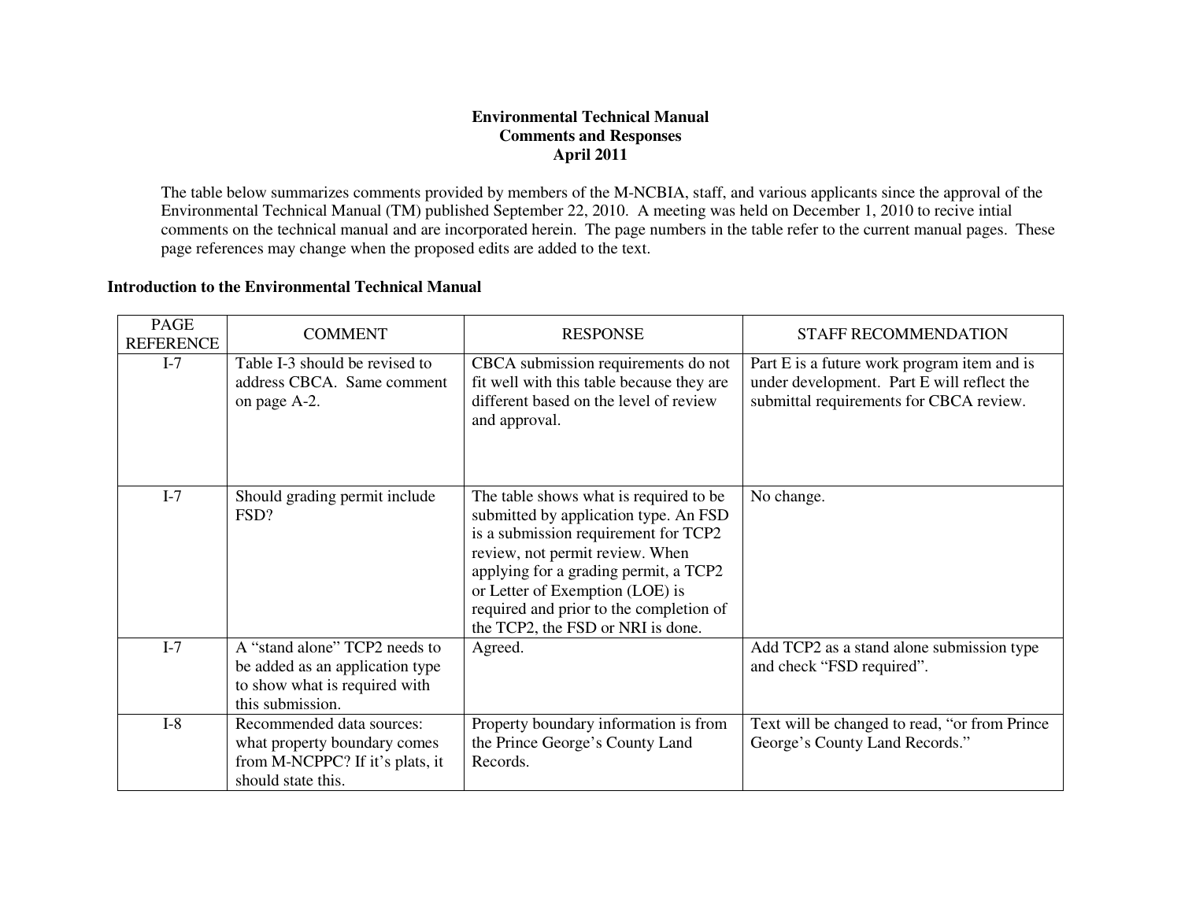**Environmental Technical Manual**
**Comments and Responses**
**April 2011**

The table below summarizes comments provided by members of the M-NCBIA, staff, and various applicants since the approval of the Environmental Technical Manual (TM) published September 22, 2010. A meeting was held on December 1, 2010 to recive intial comments on the technical manual and are incorporated herein. The page numbers in the table refer to the current manual pages. These page references may change when the proposed edits are added to the text.

## Introduction to the Environmental Technical Manual

| PAGE REFERENCE | COMMENT | RESPONSE | STAFF RECOMMENDATION |
| --- | --- | --- | --- |
| I-7 | Table I-3 should be revised to address CBCA. Same comment on page A-2. | CBCA submission requirements do not fit well with this table because they are different based on the level of review and approval. | Part E is a future work program item and is under development. Part E will reflect the submittal requirements for CBCA review. |
| I-7 | Should grading permit include FSD? | The table shows what is required to be submitted by application type. An FSD is a submission requirement for TCP2 review, not permit review. When applying for a grading permit, a TCP2 or Letter of Exemption (LOE) is required and prior to the completion of the TCP2, the FSD or NRI is done. | No change. |
| I-7 | A "stand alone" TCP2 needs to be added as an application type to show what is required with this submission. | Agreed. | Add TCP2 as a stand alone submission type and check "FSD required". |
| I-8 | Recommended data sources: what property boundary comes from M-NCPPC? If it's plats, it should state this. | Property boundary information is from the Prince George's County Land Records. | Text will be changed to read, "or from Prince George's County Land Records." |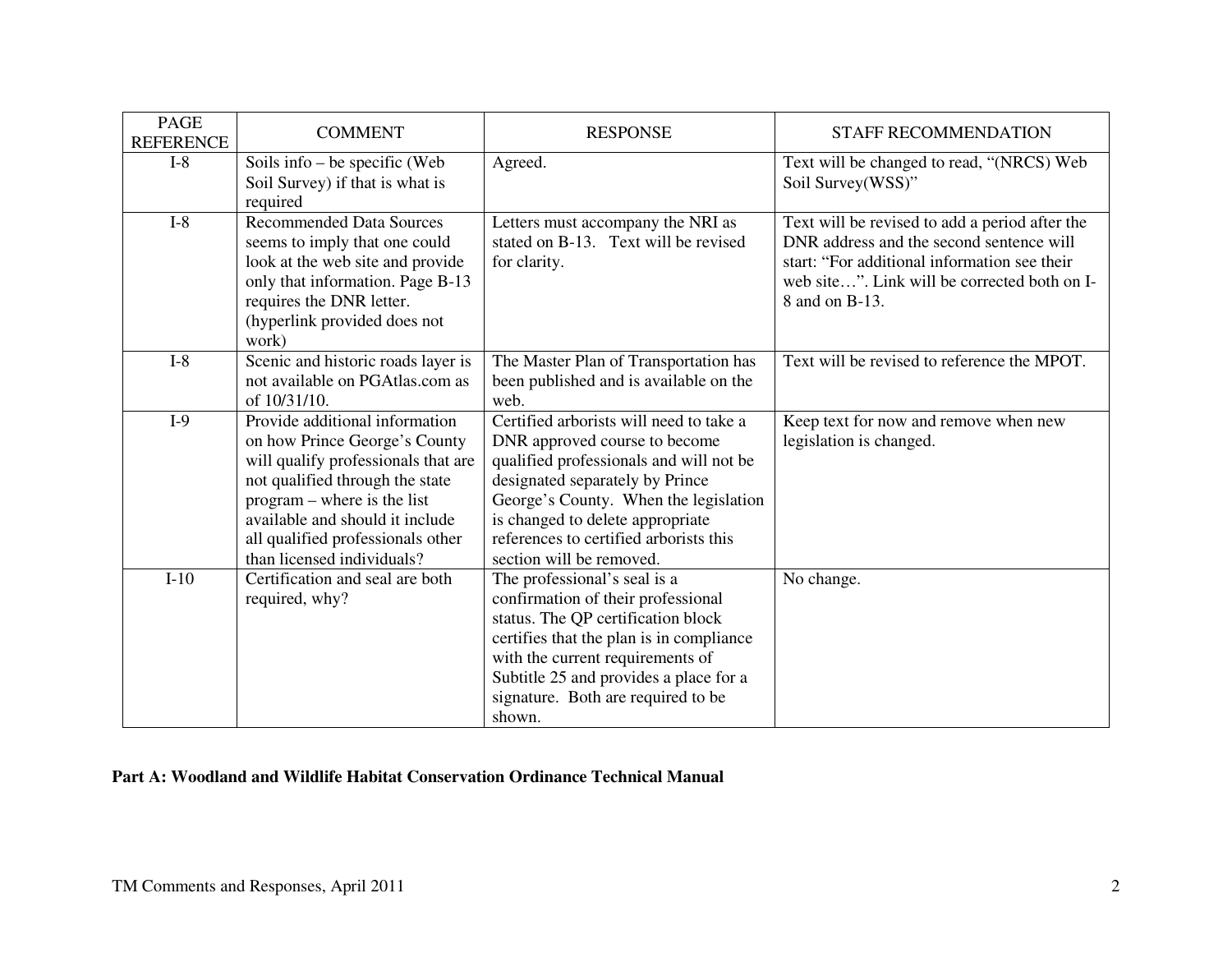| PAGE REFERENCE | COMMENT | RESPONSE | STAFF RECOMMENDATION |
|---|---|---|---|
| I-8 | Soils info – be specific (Web Soil Survey) if that is what is required | Agreed. | Text will be changed to read, "(NRCS) Web Soil Survey(WSS)" |
| I-8 | Recommended Data Sources seems to imply that one could look at the web site and provide only that information. Page B-13 requires the DNR letter. (hyperlink provided does not work) | Letters must accompany the NRI as stated on B-13. Text will be revised for clarity. | Text will be revised to add a period after the DNR address and the second sentence will start: "For additional information see their web site…". Link will be corrected both on I-8 and on B-13. |
| I-8 | Scenic and historic roads layer is not available on PGAtlas.com as of 10/31/10. | The Master Plan of Transportation has been published and is available on the web. | Text will be revised to reference the MPOT. |
| I-9 | Provide additional information on how Prince George's County will qualify professionals that are not qualified through the state program – where is the list available and should it include all qualified professionals other than licensed individuals? | Certified arborists will need to take a DNR approved course to become qualified professionals and will not be designated separately by Prince George's County. When the legislation is changed to delete appropriate references to certified arborists this section will be removed. | Keep text for now and remove when new legislation is changed. |
| I-10 | Certification and seal are both required, why? | The professional's seal is a confirmation of their professional status. The QP certification block certifies that the plan is in compliance with the current requirements of Subtitle 25 and provides a place for a signature. Both are required to be shown. | No change. |

**Part A: Woodland and Wildlife Habitat Conservation Ordinance Technical Manual**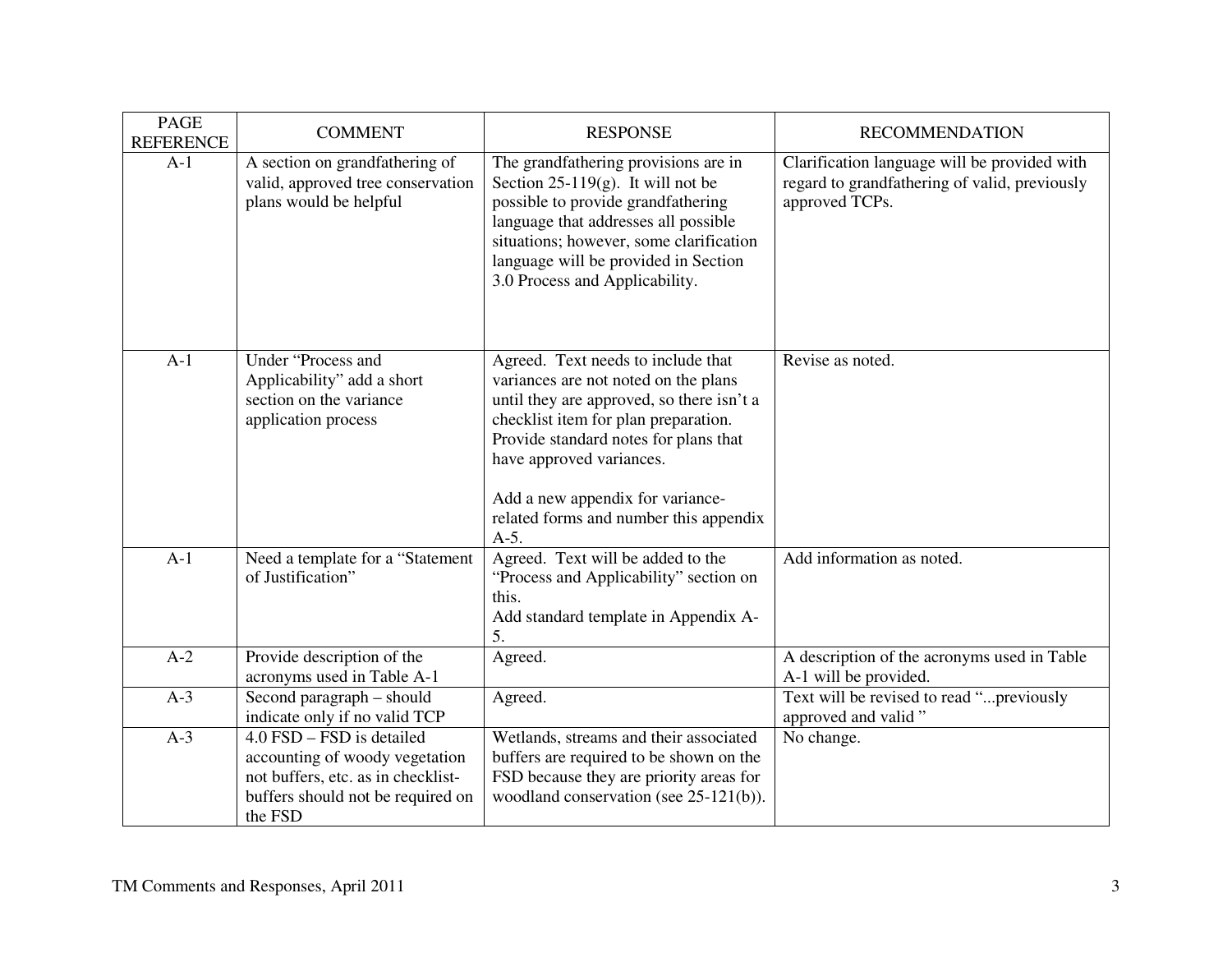| PAGE REFERENCE | COMMENT | RESPONSE | RECOMMENDATION |
|---|---|---|---|
| A-1 | A section on grandfathering of valid, approved tree conservation plans would be helpful | The grandfathering provisions are in Section 25-119(g). It will not be possible to provide grandfathering language that addresses all possible situations; however, some clarification language will be provided in Section 3.0 Process and Applicability. | Clarification language will be provided with regard to grandfathering of valid, previously approved TCPs. |
| A-1 | Under "Process and Applicability" add a short section on the variance application process | Agreed. Text needs to include that variances are not noted on the plans until they are approved, so there isn't a checklist item for plan preparation. Provide standard notes for plans that have approved variances.<br><br>Add a new appendix for variance-related forms and number this appendix A-5. | Revise as noted. |
| A-1 | Need a template for a "Statement of Justification" | Agreed. Text will be added to the "Process and Applicability" section on this.<br>Add standard template in Appendix A-5. | Add information as noted. |
| A-2 | Provide description of the acronyms used in Table A-1 | Agreed. | A description of the acronyms used in Table A-1 will be provided. |
| A-3 | Second paragraph – should indicate only if no valid TCP | Agreed. | Text will be revised to read "...previously approved and valid " |
| A-3 | 4.0 FSD – FSD is detailed accounting of woody vegetation not buffers, etc. as in checklist-buffers should not be required on the FSD | Wetlands, streams and their associated buffers are required to be shown on the FSD because they are priority areas for woodland conservation (see 25-121(b)). | No change. |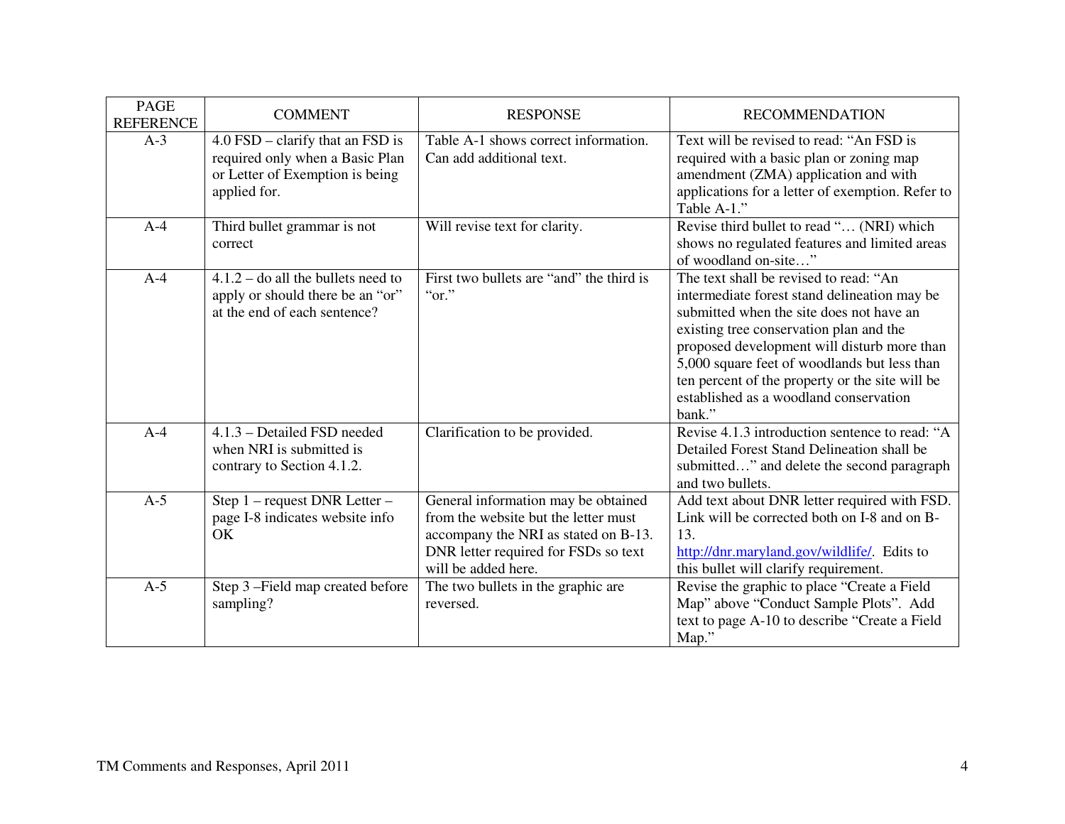| PAGE REFERENCE | COMMENT | RESPONSE | RECOMMENDATION |
| --- | --- | --- | --- |
| A-3 | 4.0 FSD – clarify that an FSD is required only when a Basic Plan or Letter of Exemption is being applied for. | Table A-1 shows correct information. Can add additional text. | Text will be revised to read: "An FSD is required with a basic plan or zoning map amendment (ZMA) application and with applications for a letter of exemption. Refer to Table A-1." |
| A-4 | Third bullet grammar is not correct | Will revise text for clarity. | Revise third bullet to read "… (NRI) which shows no regulated features and limited areas of woodland on-site…" |
| A-4 | 4.1.2 – do all the bullets need to apply or should there be an "or" at the end of each sentence? | First two bullets are "and" the third is "or." | The text shall be revised to read: "An intermediate forest stand delineation may be submitted when the site does not have an existing tree conservation plan and the proposed development will disturb more than 5,000 square feet of woodlands but less than ten percent of the property or the site will be established as a woodland conservation bank." |
| A-4 | 4.1.3 – Detailed FSD needed when NRI is submitted is contrary to Section 4.1.2. | Clarification to be provided. | Revise 4.1.3 introduction sentence to read: "A Detailed Forest Stand Delineation shall be submitted…" and delete the second paragraph and two bullets. |
| A-5 | Step 1 – request DNR Letter – page I-8 indicates website info OK | General information may be obtained from the website but the letter must accompany the NRI as stated on B-13. DNR letter required for FSDs so text will be added here. | Add text about DNR letter required with FSD. Link will be corrected both on I-8 and on B-13. http://dnr.maryland.gov/wildlife/. Edits to this bullet will clarify requirement. |
| A-5 | Step 3 –Field map created before sampling? | The two bullets in the graphic are reversed. | Revise the graphic to place "Create a Field Map" above "Conduct Sample Plots". Add text to page A-10 to describe "Create a Field Map." |

TM Comments and Responses, April 2011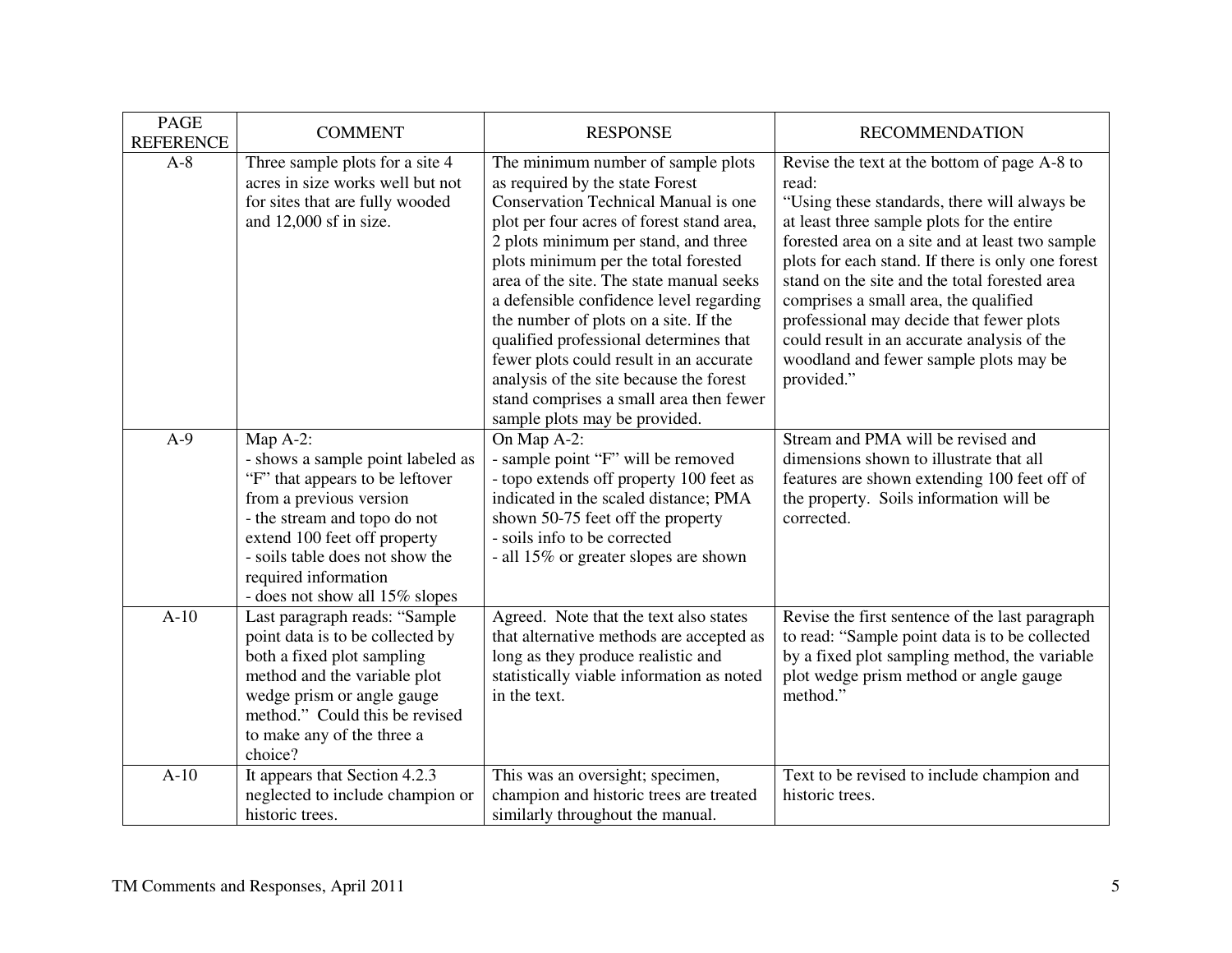| PAGE REFERENCE | COMMENT | RESPONSE | RECOMMENDATION |
|---|---|---|---|
| A-8 | Three sample plots for a site 4 acres in size works well but not for sites that are fully wooded and 12,000 sf in size. | The minimum number of sample plots as required by the state Forest Conservation Technical Manual is one plot per four acres of forest stand area, 2 plots minimum per stand, and three plots minimum per the total forested area of the site. The state manual seeks a defensible confidence level regarding the number of plots on a site. If the qualified professional determines that fewer plots could result in an accurate analysis of the site because the forest stand comprises a small area then fewer sample plots may be provided. | Revise the text at the bottom of page A-8 to read: "Using these standards, there will always be at least three sample plots for the entire forested area on a site and at least two sample plots for each stand. If there is only one forest stand on the site and the total forested area comprises a small area, the qualified professional may decide that fewer plots could result in an accurate analysis of the woodland and fewer sample plots may be provided." |
| A-9 | Map A-2:<br>- shows a sample point labeled as "F" that appears to be leftover from a previous version<br>- the stream and topo do not extend 100 feet off property<br>- soils table does not show the required information<br>- does not show all 15% slopes | On Map A-2:<br>- sample point "F" will be removed<br>- topo extends off property 100 feet as indicated in the scaled distance; PMA shown 50-75 feet off the property<br>- soils info to be corrected<br>- all 15% or greater slopes are shown | Stream and PMA will be revised and dimensions shown to illustrate that all features are shown extending 100 feet off of the property. Soils information will be corrected. |
| A-10 | Last paragraph reads: "Sample point data is to be collected by both a fixed plot sampling method and the variable plot wedge prism or angle gauge method." Could this be revised to make any of the three a choice? | Agreed. Note that the text also states that alternative methods are accepted as long as they produce realistic and statistically viable information as noted in the text. | Revise the first sentence of the last paragraph to read: "Sample point data is to be collected by a fixed plot sampling method, the variable plot wedge prism method or angle gauge method." |
| A-10 | It appears that Section 4.2.3 neglected to include champion or historic trees. | This was an oversight; specimen, champion and historic trees are treated similarly throughout the manual. | Text to be revised to include champion and historic trees. |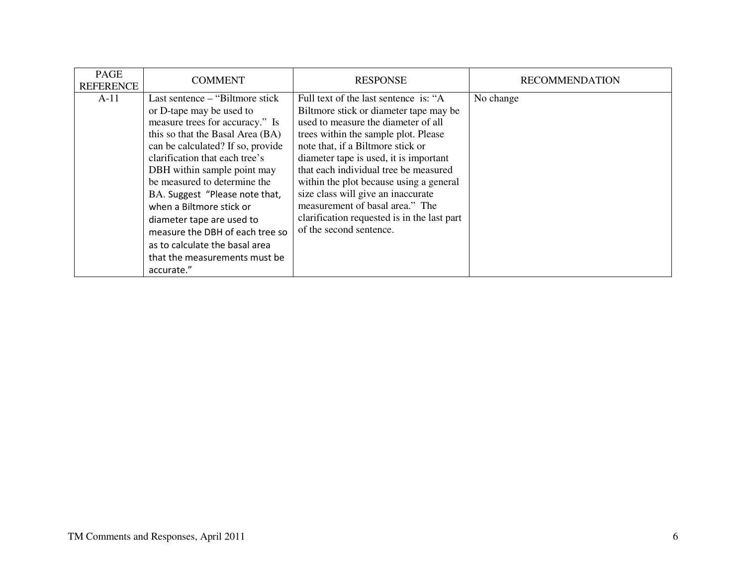| PAGE REFERENCE | COMMENT | RESPONSE | RECOMMENDATION |
|---|---|---|---|
| A-11 | Last sentence – "Biltmore stick or D-tape may be used to measure trees for accuracy." Is this so that the Basal Area (BA) can be calculated? If so, provide clarification that each tree's DBH within sample point may be measured to determine the BA. Suggest "Please note that, when a Biltmore stick or diameter tape are used to measure the DBH of each tree so as to calculate the basal area that the measurements must be accurate." | Full text of the last sentence is: "A Biltmore stick or diameter tape may be used to measure the diameter of all trees within the sample plot. Please note that, if a Biltmore stick or diameter tape is used, it is important that each individual tree be measured within the plot because using a general size class will give an inaccurate measurement of basal area." The clarification requested is in the last part of the second sentence. | No change |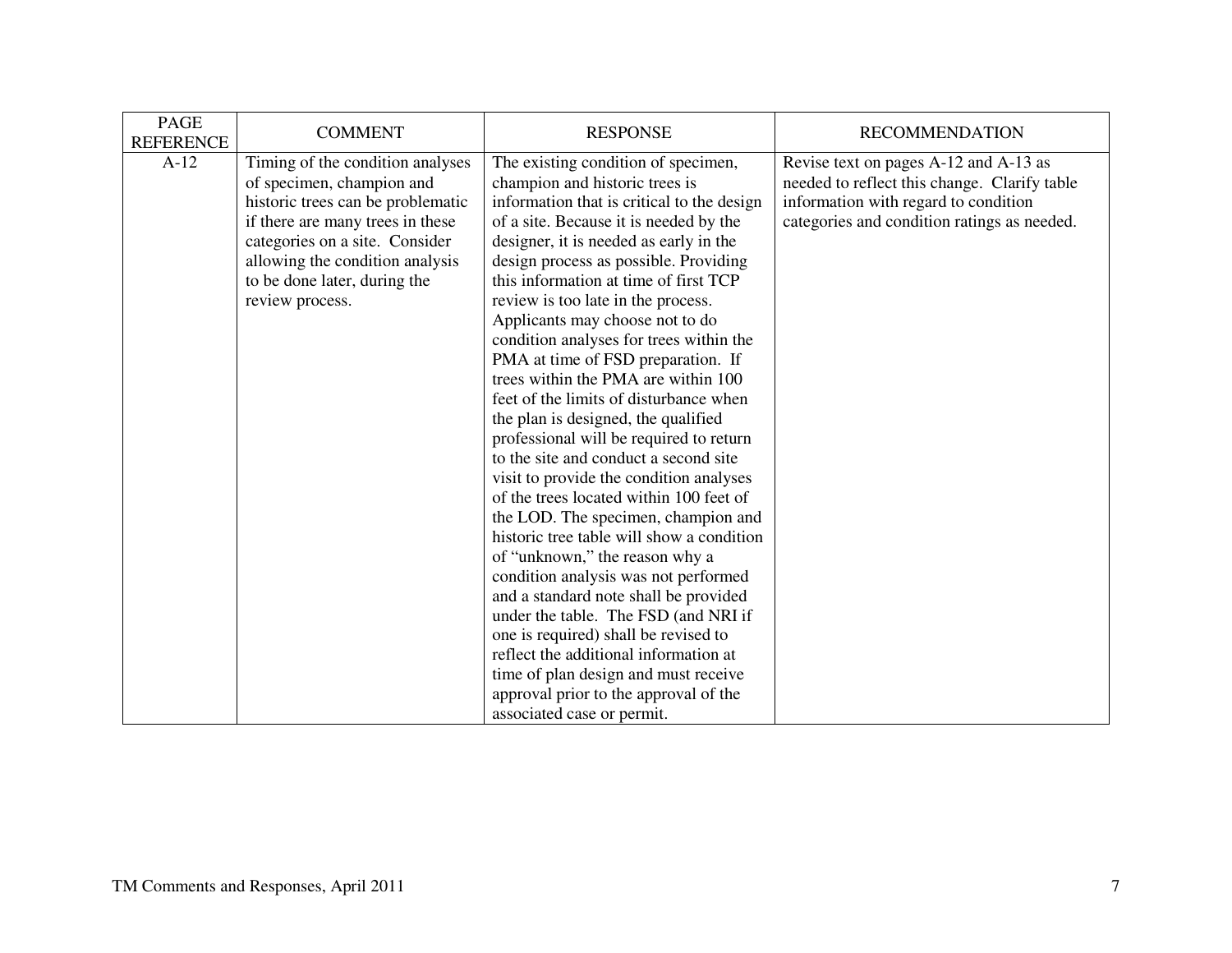| PAGE REFERENCE | COMMENT | RESPONSE | RECOMMENDATION |
| --- | --- | --- | --- |
| A-12 | Timing of the condition analyses of specimen, champion and historic trees can be problematic if there are many trees in these categories on a site. Consider allowing the condition analysis to be done later, during the review process. | The existing condition of specimen, champion and historic trees is information that is critical to the design of a site. Because it is needed by the designer, it is needed as early in the design process as possible. Providing this information at time of first TCP review is too late in the process. Applicants may choose not to do condition analyses for trees within the PMA at time of FSD preparation. If trees within the PMA are within 100 feet of the limits of disturbance when the plan is designed, the qualified professional will be required to return to the site and conduct a second site visit to provide the condition analyses of the trees located within 100 feet of the LOD. The specimen, champion and historic tree table will show a condition of "unknown," the reason why a condition analysis was not performed and a standard note shall be provided under the table. The FSD (and NRI if one is required) shall be revised to reflect the additional information at time of plan design and must receive approval prior to the approval of the associated case or permit. | Revise text on pages A-12 and A-13 as needed to reflect this change. Clarify table information with regard to condition categories and condition ratings as needed. |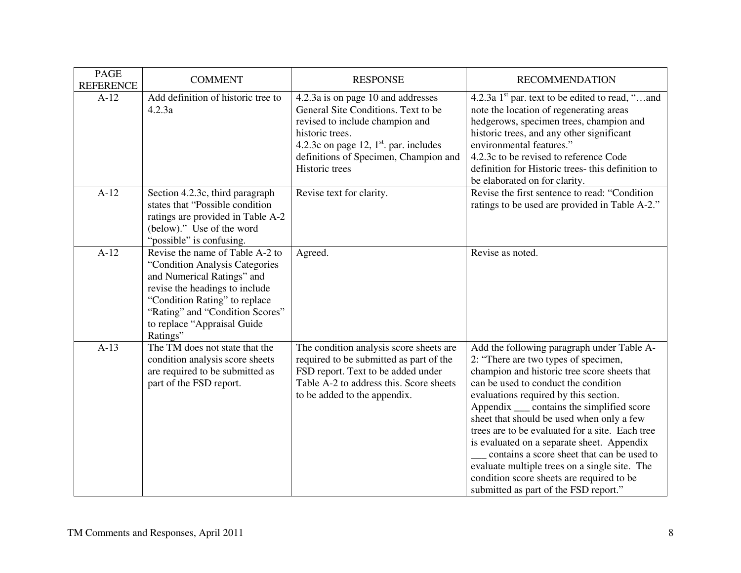| PAGE REFERENCE | COMMENT | RESPONSE | RECOMMENDATION |
|---|---|---|---|
| A-12 | Add definition of historic tree to 4.2.3a | 4.2.3a is on page 10 and addresses General Site Conditions. Text to be revised to include champion and historic trees.<br>4.2.3c on page 12, 1st. par. includes definitions of Specimen, Champion and Historic trees | 4.2.3a 1st par. text to be edited to read, "…and note the location of regenerating areas hedgerows, specimen trees, champion and historic trees, and any other significant environmental features."<br>4.2.3c to be revised to reference Code definition for Historic trees- this definition to be elaborated on for clarity. |
| A-12 | Section 4.2.3c, third paragraph states that "Possible condition ratings are provided in Table A-2 (below)." Use of the word "possible" is confusing. | Revise text for clarity. | Revise the first sentence to read: "Condition ratings to be used are provided in Table A-2." |
| A-12 | Revise the name of Table A-2 to "Condition Analysis Categories and Numerical Ratings" and revise the headings to include "Condition Rating" to replace "Rating" and "Condition Scores" to replace "Appraisal Guide Ratings" | Agreed. | Revise as noted. |
| A-13 | The TM does not state that the condition analysis score sheets are required to be submitted as part of the FSD report. | The condition analysis score sheets are required to be submitted as part of the FSD report. Text to be added under Table A-2 to address this. Score sheets to be added to the appendix. | Add the following paragraph under Table A-2: "There are two types of specimen, champion and historic tree score sheets that can be used to conduct the condition evaluations required by this section. Appendix ___ contains the simplified score sheet that should be used when only a few trees are to be evaluated for a site. Each tree is evaluated on a separate sheet. Appendix ___ contains a score sheet that can be used to evaluate multiple trees on a single site. The condition score sheets are required to be submitted as part of the FSD report." |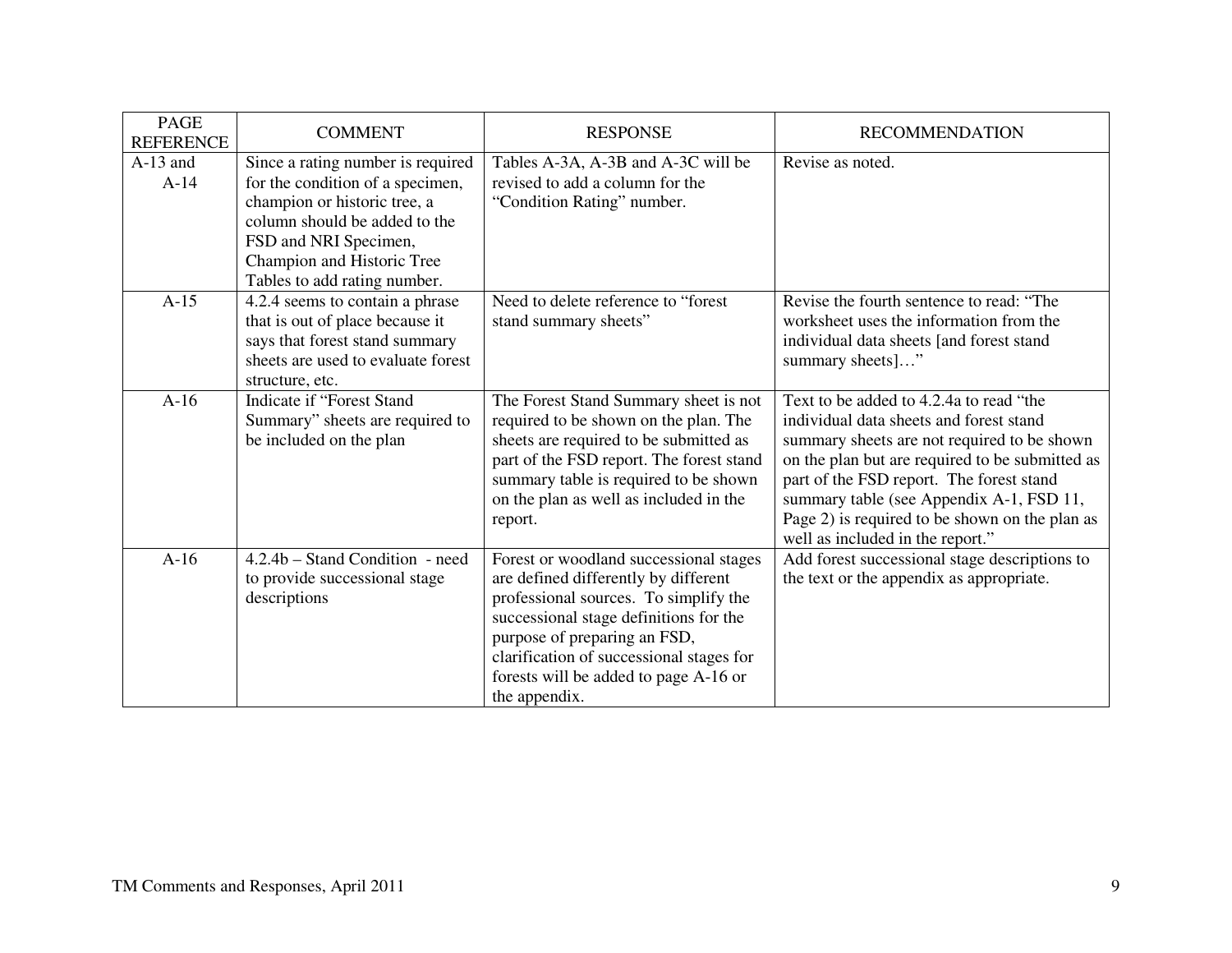| PAGE REFERENCE | COMMENT | RESPONSE | RECOMMENDATION |
|---|---|---|---|
| A-13 and A-14 | Since a rating number is required for the condition of a specimen, champion or historic tree, a column should be added to the FSD and NRI Specimen, Champion and Historic Tree Tables to add rating number. | Tables A-3A, A-3B and A-3C will be revised to add a column for the "Condition Rating" number. | Revise as noted. |
| A-15 | 4.2.4 seems to contain a phrase that is out of place because it says that forest stand summary sheets are used to evaluate forest structure, etc. | Need to delete reference to "forest stand summary sheets" | Revise the fourth sentence to read: "The worksheet uses the information from the individual data sheets [and forest stand summary sheets]…" |
| A-16 | Indicate if "Forest Stand Summary" sheets are required to be included on the plan | The Forest Stand Summary sheet is not required to be shown on the plan. The sheets are required to be submitted as part of the FSD report. The forest stand summary table is required to be shown on the plan as well as included in the report. | Text to be added to 4.2.4a to read "the individual data sheets and forest stand summary sheets are not required to be shown on the plan but are required to be submitted as part of the FSD report. The forest stand summary table (see Appendix A-1, FSD 11, Page 2) is required to be shown on the plan as well as included in the report." |
| A-16 | 4.2.4b – Stand Condition - need to provide successional stage descriptions | Forest or woodland successional stages are defined differently by different professional sources. To simplify the successional stage definitions for the purpose of preparing an FSD, clarification of successional stages for forests will be added to page A-16 or the appendix. | Add forest successional stage descriptions to the text or the appendix as appropriate. |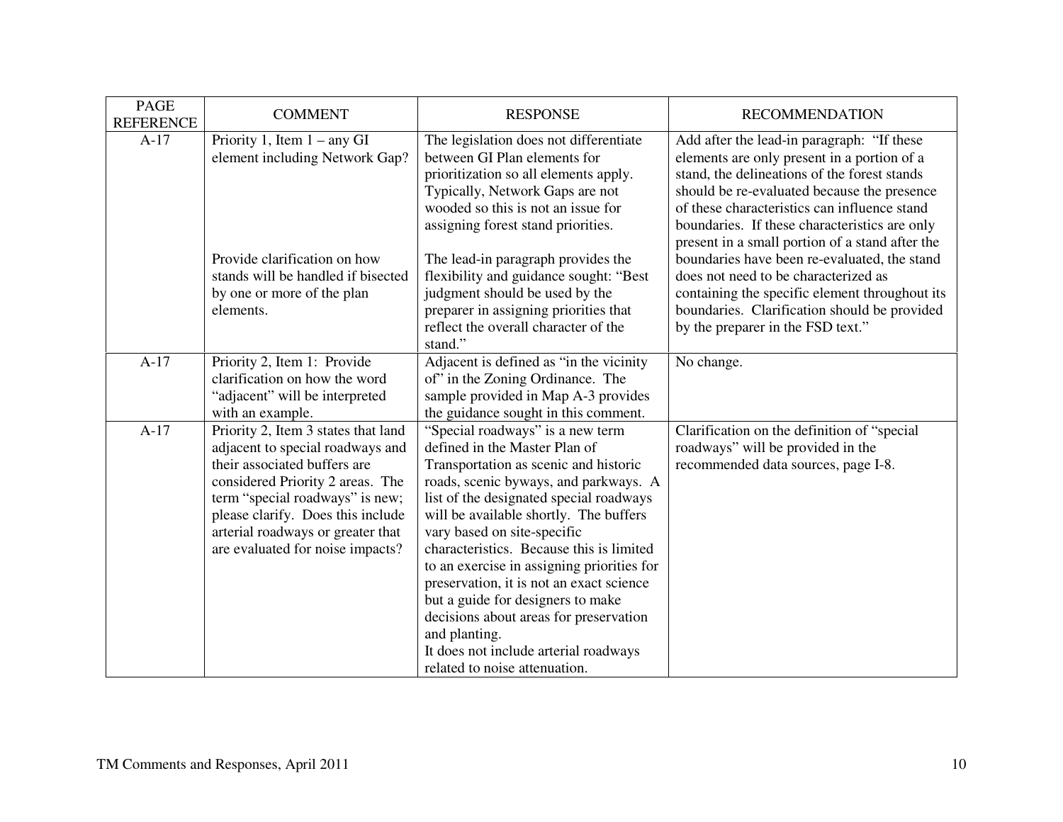| PAGE REFERENCE | COMMENT | RESPONSE | RECOMMENDATION |
|---|---|---|---|
| A-17 | Priority 1, Item 1 – any GI element including Network Gap?<br><br>Provide clarification on how stands will be handled if bisected by one or more of the plan elements. | The legislation does not differentiate between GI Plan elements for prioritization so all elements apply. Typically, Network Gaps are not wooded so this is not an issue for assigning forest stand priorities.<br><br>The lead-in paragraph provides the flexibility and guidance sought: "Best judgment should be used by the preparer in assigning priorities that reflect the overall character of the stand." | Add after the lead-in paragraph: "If these elements are only present in a portion of a stand, the delineations of the forest stands should be re-evaluated because the presence of these characteristics can influence stand boundaries. If these characteristics are only present in a small portion of a stand after the boundaries have been re-evaluated, the stand does not need to be characterized as containing the specific element throughout its boundaries. Clarification should be provided by the preparer in the FSD text." |
| A-17 | Priority 2, Item 1: Provide clarification on how the word "adjacent" will be interpreted with an example. | Adjacent is defined as "in the vicinity of" in the Zoning Ordinance. The sample provided in Map A-3 provides the guidance sought in this comment. | No change. |
| A-17 | Priority 2, Item 3 states that land adjacent to special roadways and their associated buffers are considered Priority 2 areas. The term "special roadways" is new; please clarify. Does this include arterial roadways or greater that are evaluated for noise impacts? | "Special roadways" is a new term defined in the Master Plan of Transportation as scenic and historic roads, scenic byways, and parkways. A list of the designated special roadways will be available shortly. The buffers vary based on site-specific characteristics. Because this is limited to an exercise in assigning priorities for preservation, it is not an exact science but a guide for designers to make decisions about areas for preservation and planting.<br>It does not include arterial roadways related to noise attenuation. | Clarification on the definition of "special roadways" will be provided in the recommended data sources, page I-8. |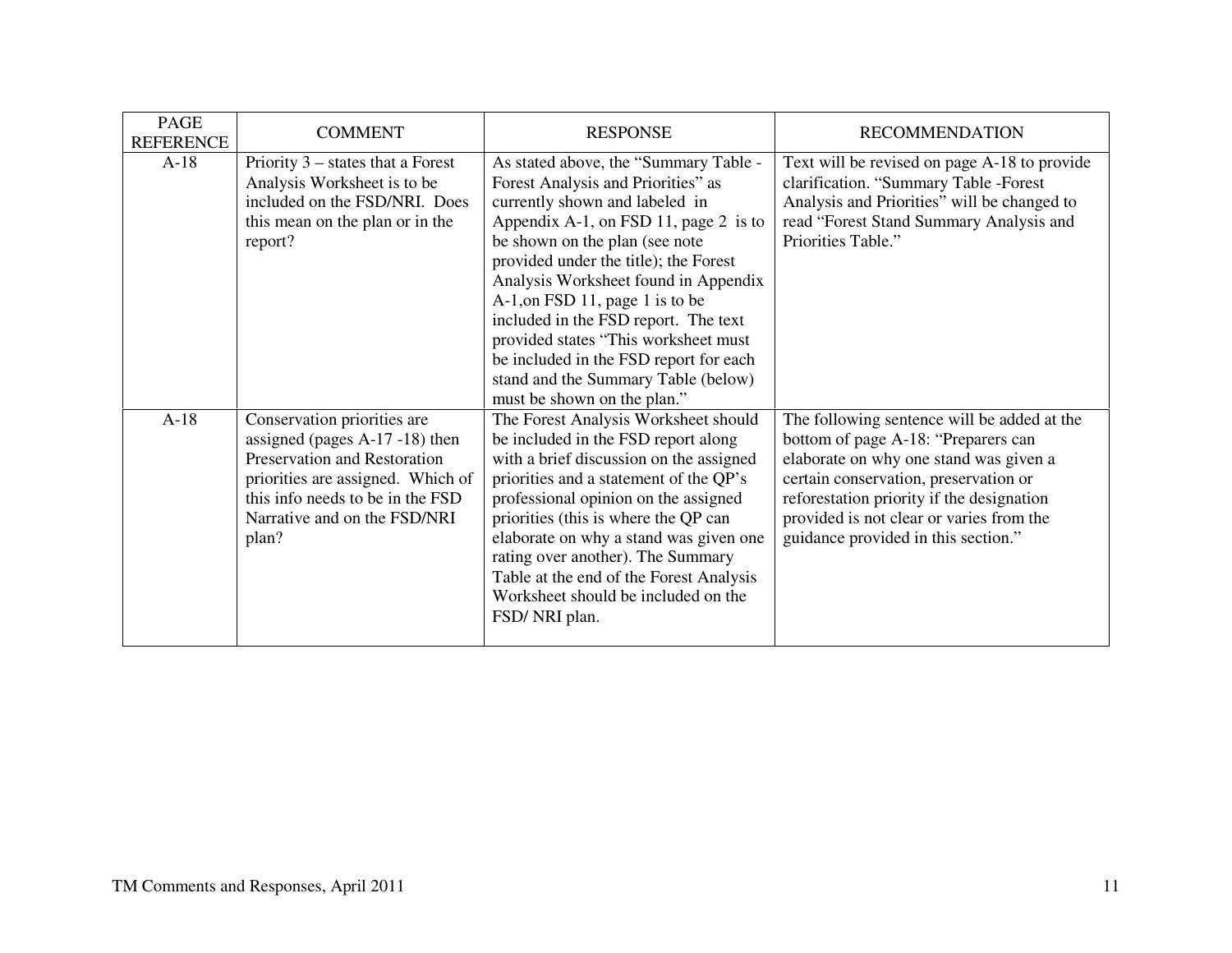| PAGE REFERENCE | COMMENT | RESPONSE | RECOMMENDATION |
|---|---|---|---|
| A-18 | Priority 3 – states that a Forest Analysis Worksheet is to be included on the FSD/NRI. Does this mean on the plan or in the report? | As stated above, the "Summary Table - Forest Analysis and Priorities" as currently shown and labeled in Appendix A-1, on FSD 11, page 2 is to be shown on the plan (see note provided under the title); the Forest Analysis Worksheet found in Appendix A-1,on FSD 11, page 1 is to be included in the FSD report. The text provided states "This worksheet must be included in the FSD report for each stand and the Summary Table (below) must be shown on the plan." | Text will be revised on page A-18 to provide clarification. "Summary Table -Forest Analysis and Priorities" will be changed to read "Forest Stand Summary Analysis and Priorities Table." |
| A-18 | Conservation priorities are assigned (pages A-17 -18) then Preservation and Restoration priorities are assigned. Which of this info needs to be in the FSD Narrative and on the FSD/NRI plan? | The Forest Analysis Worksheet should be included in the FSD report along with a brief discussion on the assigned priorities and a statement of the QP's professional opinion on the assigned priorities (this is where the QP can elaborate on why a stand was given one rating over another). The Summary Table at the end of the Forest Analysis Worksheet should be included on the FSD/ NRI plan. | The following sentence will be added at the bottom of page A-18: "Preparers can elaborate on why one stand was given a certain conservation, preservation or reforestation priority if the designation provided is not clear or varies from the guidance provided in this section." |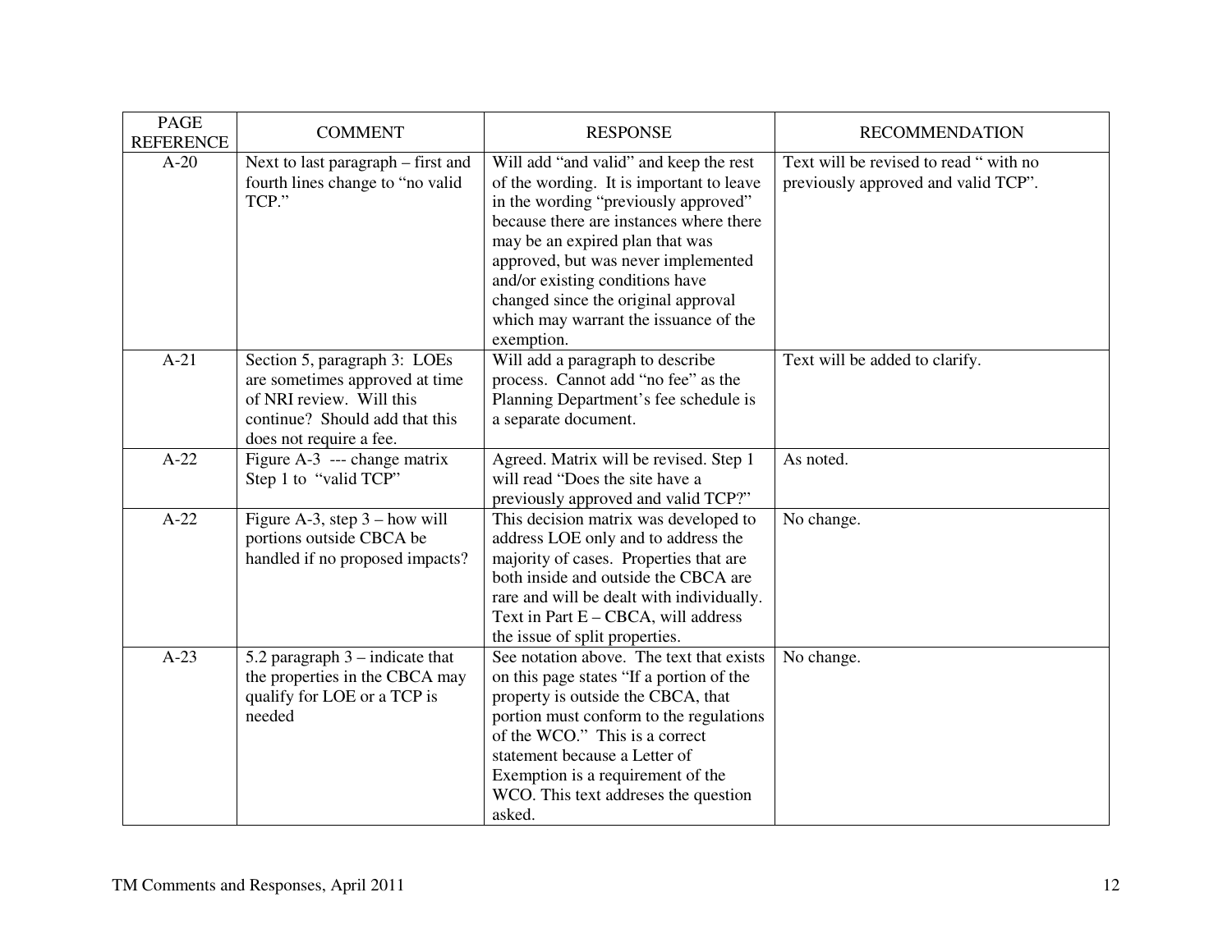| PAGE REFERENCE | COMMENT | RESPONSE | RECOMMENDATION |
|---|---|---|---|
| A-20 | Next to last paragraph – first and fourth lines change to "no valid TCP." | Will add "and valid" and keep the rest of the wording. It is important to leave in the wording "previously approved" because there are instances where there may be an expired plan that was approved, but was never implemented and/or existing conditions have changed since the original approval which may warrant the issuance of the exemption. | Text will be revised to read " with no previously approved and valid TCP". |
| A-21 | Section 5, paragraph 3: LOEs are sometimes approved at time of NRI review. Will this continue? Should add that this does not require a fee. | Will add a paragraph to describe process. Cannot add "no fee" as the Planning Department's fee schedule is a separate document. | Text will be added to clarify. |
| A-22 | Figure A-3 --- change matrix Step 1 to "valid TCP" | Agreed. Matrix will be revised. Step 1 will read "Does the site have a previously approved and valid TCP?" | As noted. |
| A-22 | Figure A-3, step 3 – how will portions outside CBCA be handled if no proposed impacts? | This decision matrix was developed to address LOE only and to address the majority of cases. Properties that are both inside and outside the CBCA are rare and will be dealt with individually. Text in Part E – CBCA, will address the issue of split properties. | No change. |
| A-23 | 5.2 paragraph 3 – indicate that the properties in the CBCA may qualify for LOE or a TCP is needed | See notation above. The text that exists on this page states "If a portion of the property is outside the CBCA, that portion must conform to the regulations of the WCO." This is a correct statement because a Letter of Exemption is a requirement of the WCO. This text addreses the question asked. | No change. |

TM Comments and Responses, April 2011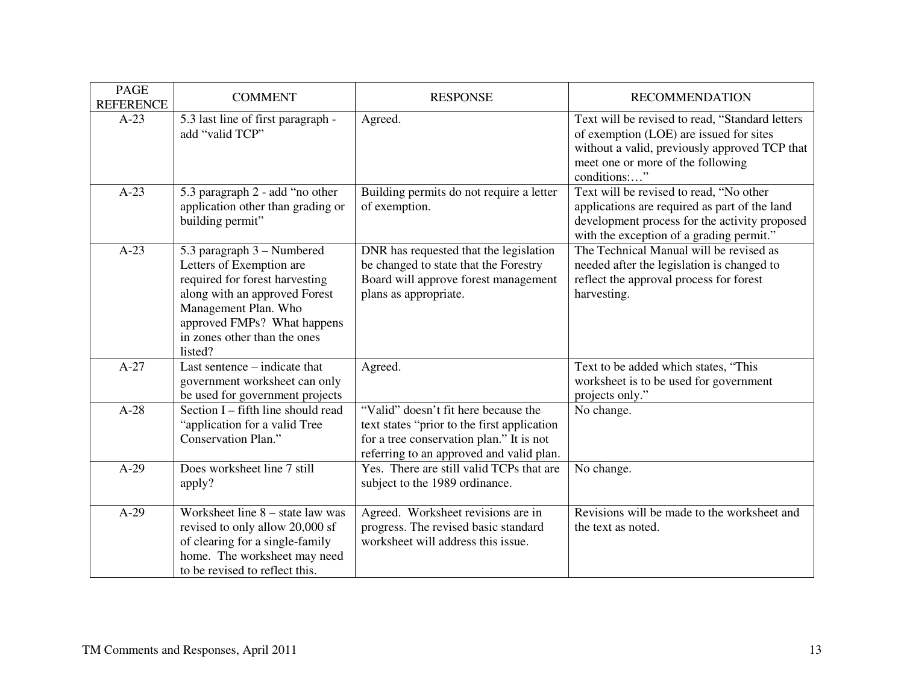| PAGE REFERENCE | COMMENT | RESPONSE | RECOMMENDATION |
|---|---|---|---|
| A-23 | 5.3 last line of first paragraph - add "valid TCP" | Agreed. | Text will be revised to read, "Standard letters of exemption (LOE) are issued for sites without a valid, previously approved TCP that meet one or more of the following conditions:…" |
| A-23 | 5.3 paragraph 2 - add "no other application other than grading or building permit" | Building permits do not require a letter of exemption. | Text will be revised to read, "No other applications are required as part of the land development process for the activity proposed with the exception of a grading permit." |
| A-23 | 5.3 paragraph 3 – Numbered Letters of Exemption are required for forest harvesting along with an approved Forest Management Plan. Who approved FMPs? What happens in zones other than the ones listed? | DNR has requested that the legislation be changed to state that the Forestry Board will approve forest management plans as appropriate. | The Technical Manual will be revised as needed after the legislation is changed to reflect the approval process for forest harvesting. |
| A-27 | Last sentence – indicate that government worksheet can only be used for government projects | Agreed. | Text to be added which states, "This worksheet is to be used for government projects only." |
| A-28 | Section I – fifth line should read "application for a valid Tree Conservation Plan." | "Valid" doesn't fit here because the text states "prior to the first application for a tree conservation plan." It is not referring to an approved and valid plan. | No change. |
| A-29 | Does worksheet line 7 still apply? | Yes. There are still valid TCPs that are subject to the 1989 ordinance. | No change. |
| A-29 | Worksheet line 8 – state law was revised to only allow 20,000 sf of clearing for a single-family home. The worksheet may need to be revised to reflect this. | Agreed. Worksheet revisions are in progress. The revised basic standard worksheet will address this issue. | Revisions will be made to the worksheet and the text as noted. |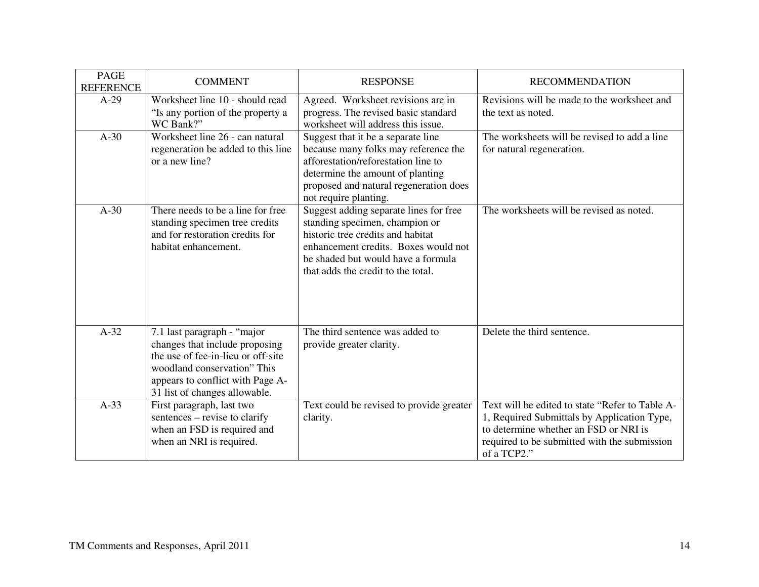| PAGE REFERENCE | COMMENT | RESPONSE | RECOMMENDATION |
|---|---|---|---|
| A-29 | Worksheet line 10 - should read "Is any portion of the property a WC Bank?" | Agreed. Worksheet revisions are in progress. The revised basic standard worksheet will address this issue. | Revisions will be made to the worksheet and the text as noted. |
| A-30 | Worksheet line 26 - can natural regeneration be added to this line or a new line? | Suggest that it be a separate line because many folks may reference the afforestation/reforestation line to determine the amount of planting proposed and natural regeneration does not require planting. | The worksheets will be revised to add a line for natural regeneration. |
| A-30 | There needs to be a line for free standing specimen tree credits and for restoration credits for habitat enhancement. | Suggest adding separate lines for free standing specimen, champion or historic tree credits and habitat enhancement credits. Boxes would not be shaded but would have a formula that adds the credit to the total. | The worksheets will be revised as noted. |
| A-32 | 7.1 last paragraph - "major changes that include proposing the use of fee-in-lieu or off-site woodland conservation" This appears to conflict with Page A-31 list of changes allowable. | The third sentence was added to provide greater clarity. | Delete the third sentence. |
| A-33 | First paragraph, last two sentences – revise to clarify when an FSD is required and when an NRI is required. | Text could be revised to provide greater clarity. | Text will be edited to state "Refer to Table A-1, Required Submittals by Application Type, to determine whether an FSD or NRI is required to be submitted with the submission of a TCP2." |

TM Comments and Responses, April 2011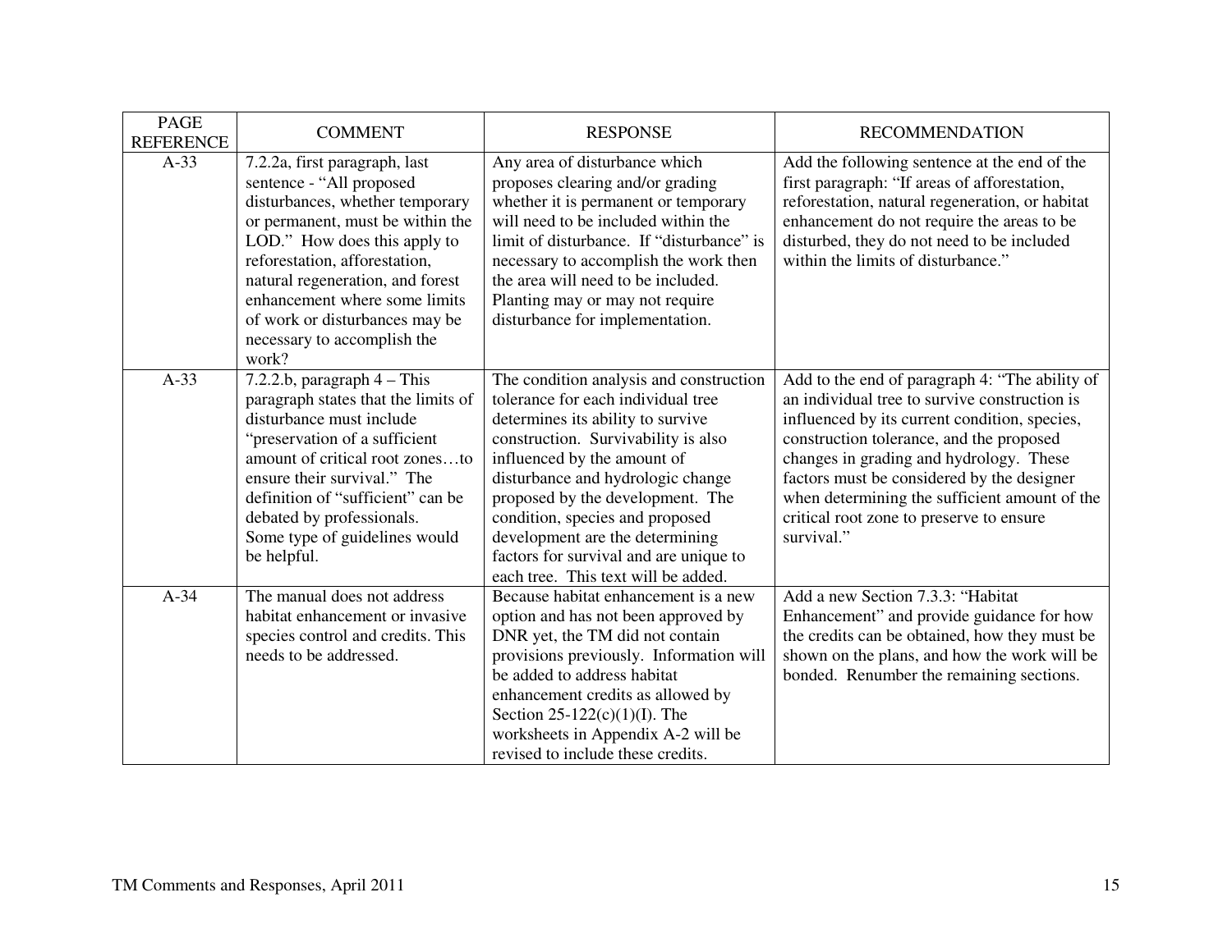| PAGE REFERENCE | COMMENT | RESPONSE | RECOMMENDATION |
|---|---|---|---|
| A-33 | 7.2.2a, first paragraph, last sentence - "All proposed disturbances, whether temporary or permanent, must be within the LOD." How does this apply to reforestation, afforestation, natural regeneration, and forest enhancement where some limits of work or disturbances may be necessary to accomplish the work? | Any area of disturbance which proposes clearing and/or grading whether it is permanent or temporary will need to be included within the limit of disturbance. If "disturbance" is necessary to accomplish the work then the area will need to be included. Planting may or may not require disturbance for implementation. | Add the following sentence at the end of the first paragraph: "If areas of afforestation, reforestation, natural regeneration, or habitat enhancement do not require the areas to be disturbed, they do not need to be included within the limits of disturbance." |
| A-33 | 7.2.2.b, paragraph 4 – This paragraph states that the limits of disturbance must include "preservation of a sufficient amount of critical root zones…to ensure their survival." The definition of "sufficient" can be debated by professionals. Some type of guidelines would be helpful. | The condition analysis and construction tolerance for each individual tree determines its ability to survive construction. Survivability is also influenced by the amount of disturbance and hydrologic change proposed by the development. The condition, species and proposed development are the determining factors for survival and are unique to each tree. This text will be added. | Add to the end of paragraph 4: "The ability of an individual tree to survive construction is influenced by its current condition, species, construction tolerance, and the proposed changes in grading and hydrology. These factors must be considered by the designer when determining the sufficient amount of the critical root zone to preserve to ensure survival." |
| A-34 | The manual does not address habitat enhancement or invasive species control and credits. This needs to be addressed. | Because habitat enhancement is a new option and has not been approved by DNR yet, the TM did not contain provisions previously. Information will be added to address habitat enhancement credits as allowed by Section 25-122(c)(1)(I). The worksheets in Appendix A-2 will be revised to include these credits. | Add a new Section 7.3.3: "Habitat Enhancement" and provide guidance for how the credits can be obtained, how they must be shown on the plans, and how the work will be bonded. Renumber the remaining sections. |

TM Comments and Responses, April 2011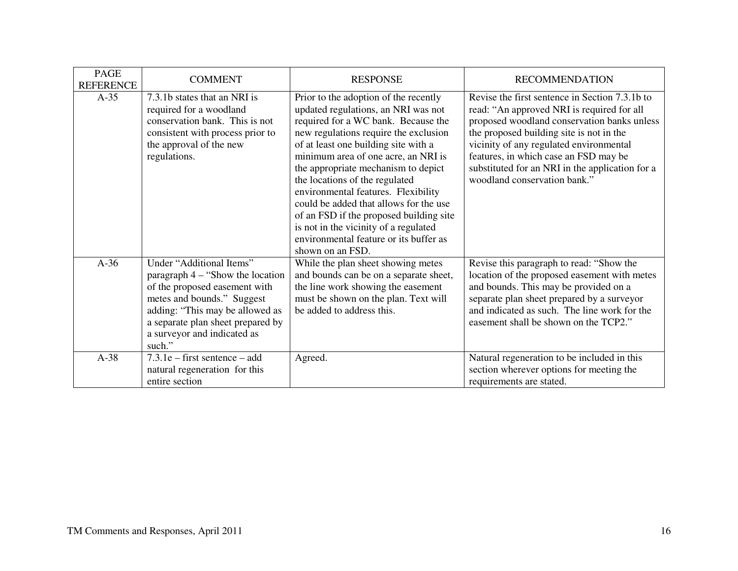| PAGE REFERENCE | COMMENT | RESPONSE | RECOMMENDATION |
|---|---|---|---|
| A-35 | 7.3.1b states that an NRI is required for a woodland conservation bank. This is not consistent with process prior to the approval of the new regulations. | Prior to the adoption of the recently updated regulations, an NRI was not required for a WC bank. Because the new regulations require the exclusion of at least one building site with a minimum area of one acre, an NRI is the appropriate mechanism to depict the locations of the regulated environmental features. Flexibility could be added that allows for the use of an FSD if the proposed building site is not in the vicinity of a regulated environmental feature or its buffer as shown on an FSD. | Revise the first sentence in Section 7.3.1b to read: "An approved NRI is required for all proposed woodland conservation banks unless the proposed building site is not in the vicinity of any regulated environmental features, in which case an FSD may be substituted for an NRI in the application for a woodland conservation bank." |
| A-36 | Under "Additional Items" paragraph 4 – "Show the location of the proposed easement with metes and bounds." Suggest adding: "This may be allowed as a separate plan sheet prepared by a surveyor and indicated as such." | While the plan sheet showing metes and bounds can be on a separate sheet, the line work showing the easement must be shown on the plan. Text will be added to address this. | Revise this paragraph to read: "Show the location of the proposed easement with metes and bounds. This may be provided on a separate plan sheet prepared by a surveyor and indicated as such. The line work for the easement shall be shown on the TCP2." |
| A-38 | 7.3.1e – first sentence – add natural regeneration for this entire section | Agreed. | Natural regeneration to be included in this section wherever options for meeting the requirements are stated. |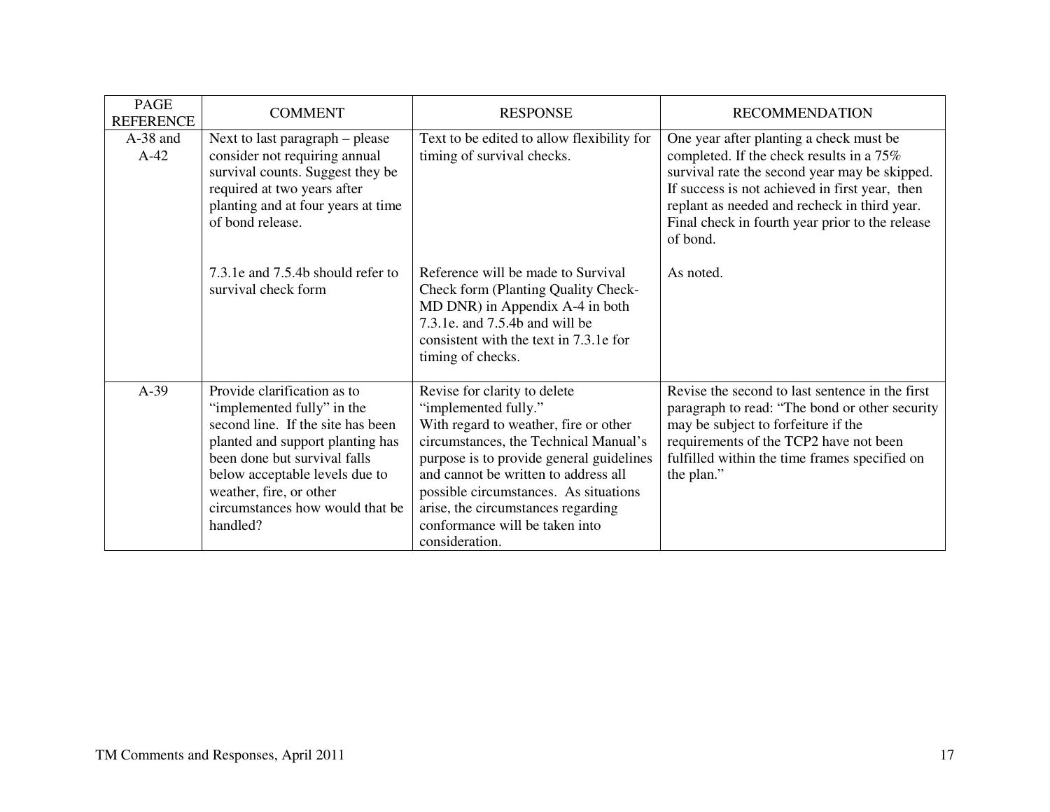| PAGE REFERENCE | COMMENT | RESPONSE | RECOMMENDATION |
|---|---|---|---|
| A-38 and A-42 | Next to last paragraph – please consider not requiring annual survival counts. Suggest they be required at two years after planting and at four years at time of bond release. | Text to be edited to allow flexibility for timing of survival checks. | One year after planting a check must be completed. If the check results in a 75% survival rate the second year may be skipped. If success is not achieved in first year, then replant as needed and recheck in third year. Final check in fourth year prior to the release of bond. |
| | 7.3.1e and 7.5.4b should refer to survival check form | Reference will be made to Survival Check form (Planting Quality Check-MD DNR) in Appendix A-4 in both 7.3.1e. and 7.5.4b and will be consistent with the text in 7.3.1e for timing of checks. | As noted. |
| A-39 | Provide clarification as to "implemented fully" in the second line. If the site has been planted and support planting has been done but survival falls below acceptable levels due to weather, fire, or other circumstances how would that be handled? | Revise for clarity to delete "implemented fully." With regard to weather, fire or other circumstances, the Technical Manual's purpose is to provide general guidelines and cannot be written to address all possible circumstances. As situations arise, the circumstances regarding conformance will be taken into consideration. | Revise the second to last sentence in the first paragraph to read: "The bond or other security may be subject to forfeiture if the requirements of the TCP2 have not been fulfilled within the time frames specified on the plan." |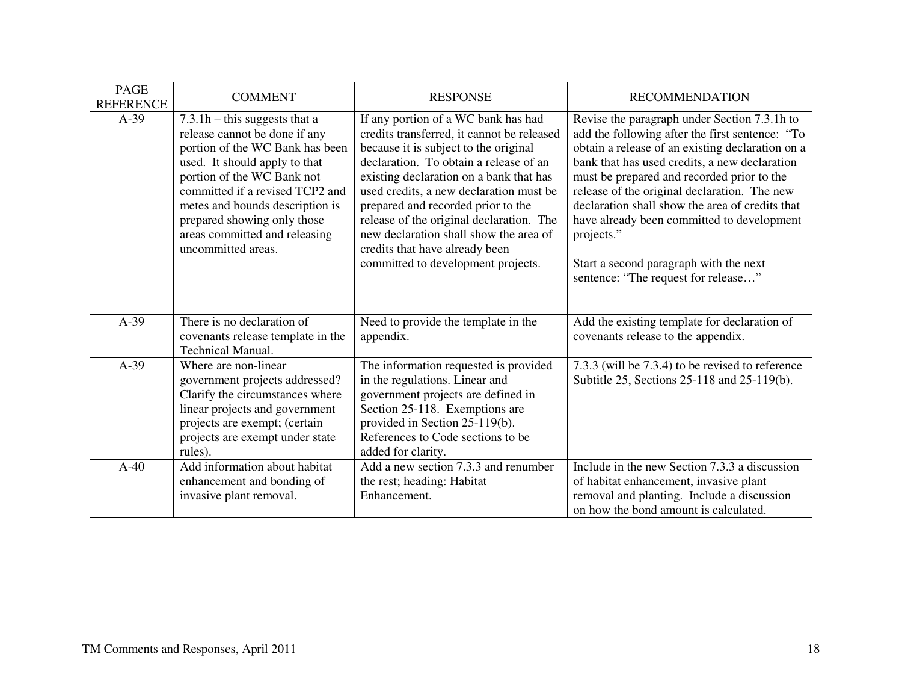| PAGE REFERENCE | COMMENT | RESPONSE | RECOMMENDATION |
|---|---|---|---|
| A-39 | 7.3.1h – this suggests that a release cannot be done if any portion of the WC Bank has been used. It should apply to that portion of the WC Bank not committed if a revised TCP2 and metes and bounds description is prepared showing only those areas committed and releasing uncommitted areas. | If any portion of a WC bank has had credits transferred, it cannot be released because it is subject to the original declaration. To obtain a release of an existing declaration on a bank that has used credits, a new declaration must be prepared and recorded prior to the release of the original declaration. The new declaration shall show the area of credits that have already been committed to development projects. | Revise the paragraph under Section 7.3.1h to add the following after the first sentence: "To obtain a release of an existing declaration on a bank that has used credits, a new declaration must be prepared and recorded prior to the release of the original declaration. The new declaration shall show the area of credits that have already been committed to development projects."<br><br>Start a second paragraph with the next sentence: "The request for release…" |
| A-39 | There is no declaration of covenants release template in the Technical Manual. | Need to provide the template in the appendix. | Add the existing template for declaration of covenants release to the appendix. |
| A-39 | Where are non-linear government projects addressed? Clarify the circumstances where linear projects and government projects are exempt; (certain projects are exempt under state rules). | The information requested is provided in the regulations. Linear and government projects are defined in Section 25-118. Exemptions are provided in Section 25-119(b). References to Code sections to be added for clarity. | 7.3.3 (will be 7.3.4) to be revised to reference Subtitle 25, Sections 25-118 and 25-119(b). |
| A-40 | Add information about habitat enhancement and bonding of invasive plant removal. | Add a new section 7.3.3 and renumber the rest; heading: Habitat Enhancement. | Include in the new Section 7.3.3 a discussion of habitat enhancement, invasive plant removal and planting. Include a discussion on how the bond amount is calculated. |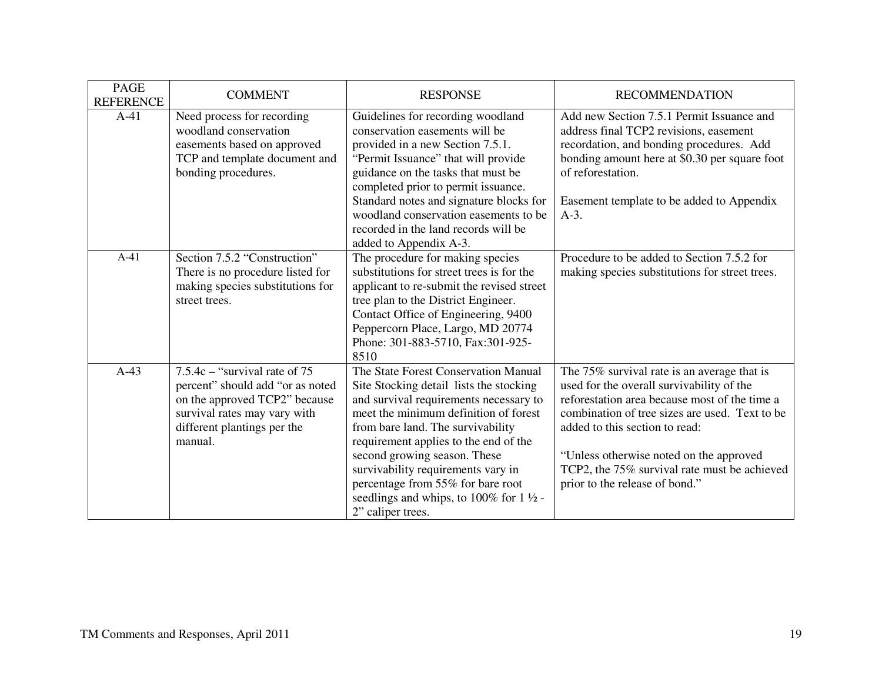| PAGE REFERENCE | COMMENT | RESPONSE | RECOMMENDATION |
|---|---|---|---|
| A-41 | Need process for recording woodland conservation easements based on approved TCP and template document and bonding procedures. | Guidelines for recording woodland conservation easements will be provided in a new Section 7.5.1. "Permit Issuance" that will provide guidance on the tasks that must be completed prior to permit issuance. Standard notes and signature blocks for woodland conservation easements to be recorded in the land records will be added to Appendix A-3. | Add new Section 7.5.1 Permit Issuance and address final TCP2 revisions, easement recordation, and bonding procedures. Add bonding amount here at \$0.30 per square foot of reforestation.<br><br>Easement template to be added to Appendix A-3. |
| A-41 | Section 7.5.2 "Construction" There is no procedure listed for making species substitutions for street trees. | The procedure for making species substitutions for street trees is for the applicant to re-submit the revised street tree plan to the District Engineer. Contact Office of Engineering, 9400 Peppercorn Place, Largo, MD 20774 Phone: 301-883-5710, Fax:301-925-8510 | Procedure to be added to Section 7.5.2 for making species substitutions for street trees. |
| A-43 | 7.5.4c – "survival rate of 75 percent" should add "or as noted on the approved TCP2" because survival rates may vary with different plantings per the manual. | The State Forest Conservation Manual Site Stocking detail lists the stocking and survival requirements necessary to meet the minimum definition of forest from bare land. The survivability requirement applies to the end of the second growing season. These survivability requirements vary in percentage from 55% for bare root seedlings and whips, to 100% for 1 ½ - 2" caliper trees. | The 75% survival rate is an average that is used for the overall survivability of the reforestation area because most of the time a combination of tree sizes are used. Text to be added to this section to read:<br><br>"Unless otherwise noted on the approved TCP2, the 75% survival rate must be achieved prior to the release of bond." |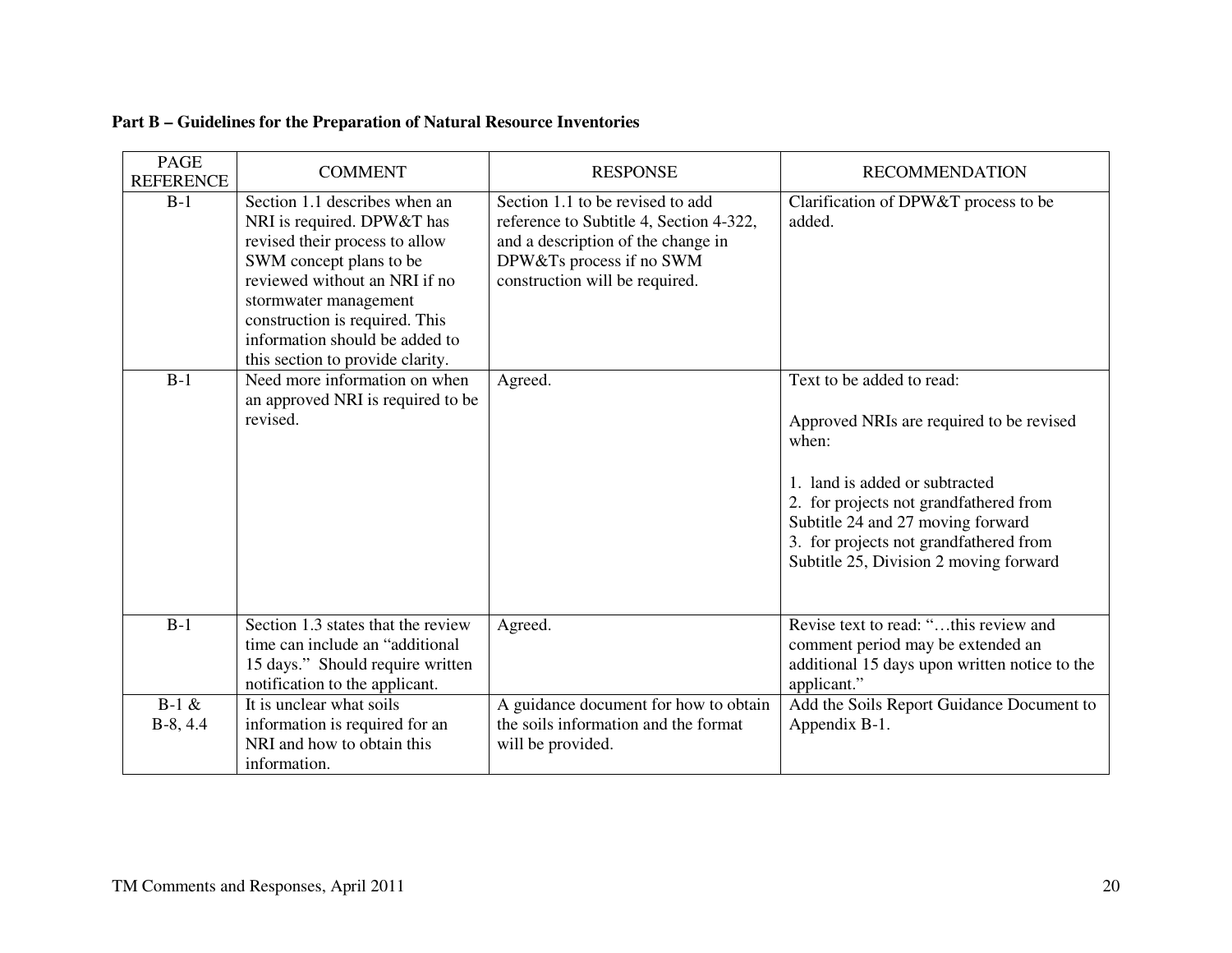**Part B – Guidelines for the Preparation of Natural Resource Inventories**

| PAGE REFERENCE | COMMENT | RESPONSE | RECOMMENDATION |
|---|---|---|---|
| B-1 | Section 1.1 describes when an NRI is required. DPW&T has revised their process to allow SWM concept plans to be reviewed without an NRI if no stormwater management construction is required. This information should be added to this section to provide clarity. | Section 1.1 to be revised to add reference to Subtitle 4, Section 4-322, and a description of the change in DPW&Ts process if no SWM construction will be required. | Clarification of DPW&T process to be added. |
| B-1 | Need more information on when an approved NRI is required to be revised. | Agreed. | Text to be added to read:<br><br>Approved NRIs are required to be revised when:<br><br>1. land is added or subtracted<br>2. for projects not grandfathered from Subtitle 24 and 27 moving forward<br>3. for projects not grandfathered from Subtitle 25, Division 2 moving forward |
| B-1 | Section 1.3 states that the review time can include an "additional 15 days." Should require written notification to the applicant. | Agreed. | Revise text to read: "…this review and comment period may be extended an additional 15 days upon written notice to the applicant." |
| B-1 & B-8, 4.4 | It is unclear what soils information is required for an NRI and how to obtain this information. | A guidance document for how to obtain the soils information and the format will be provided. | Add the Soils Report Guidance Document to Appendix B-1. |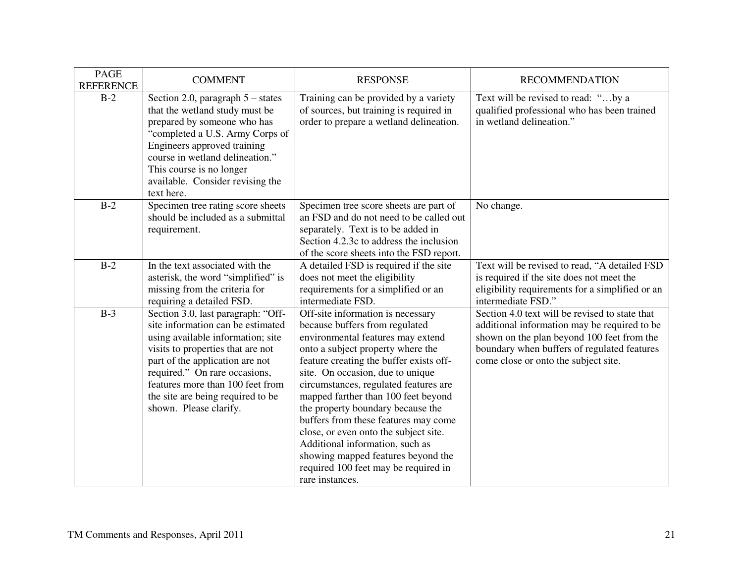| PAGE REFERENCE | COMMENT | RESPONSE | RECOMMENDATION |
|---|---|---|---|
| B-2 | Section 2.0, paragraph 5 – states that the wetland study must be prepared by someone who has "completed a U.S. Army Corps of Engineers approved training course in wetland delineation." This course is no longer available. Consider revising the text here. | Training can be provided by a variety of sources, but training is required in order to prepare a wetland delineation. | Text will be revised to read: "…by a qualified professional who has been trained in wetland delineation." |
| B-2 | Specimen tree rating score sheets should be included as a submittal requirement. | Specimen tree score sheets are part of an FSD and do not need to be called out separately. Text is to be added in Section 4.2.3c to address the inclusion of the score sheets into the FSD report. | No change. |
| B-2 | In the text associated with the asterisk, the word "simplified" is missing from the criteria for requiring a detailed FSD. | A detailed FSD is required if the site does not meet the eligibility requirements for a simplified or an intermediate FSD. | Text will be revised to read, "A detailed FSD is required if the site does not meet the eligibility requirements for a simplified or an intermediate FSD." |
| B-3 | Section 3.0, last paragraph: "Off-site information can be estimated using available information; site visits to properties that are not part of the application are not required." On rare occasions, features more than 100 feet from the site are being required to be shown. Please clarify. | Off-site information is necessary because buffers from regulated environmental features may extend onto a subject property where the feature creating the buffer exists off-site. On occasion, due to unique circumstances, regulated features are mapped farther than 100 feet beyond the property boundary because the buffers from these features may come close, or even onto the subject site. Additional information, such as showing mapped features beyond the required 100 feet may be required in rare instances. | Section 4.0 text will be revised to state that additional information may be required to be shown on the plan beyond 100 feet from the boundary when buffers of regulated features come close or onto the subject site. |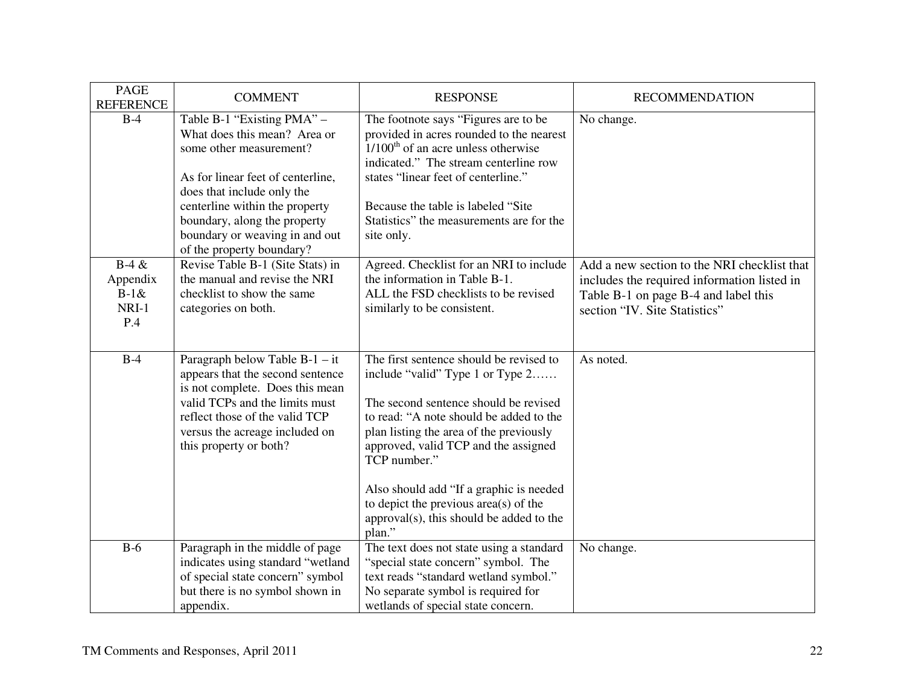| PAGE REFERENCE | COMMENT | RESPONSE | RECOMMENDATION |
|---|---|---|---|
| B-4 | Table B-1 "Existing PMA" – What does this mean? Area or some other measurement?<br><br>As for linear feet of centerline, does that include only the centerline within the property boundary, along the property boundary or weaving in and out of the property boundary? | The footnote says "Figures are to be provided in acres rounded to the nearest 1/100th of an acre unless otherwise indicated." The stream centerline row states "linear feet of centerline."<br><br>Because the table is labeled "Site Statistics" the measurements are for the site only. | No change. |
| B-4 & Appendix B-1& NRI-1 P.4 | Revise Table B-1 (Site Stats) in the manual and revise the NRI checklist to show the same categories on both. | Agreed. Checklist for an NRI to include the information in Table B-1.<br>ALL the FSD checklists to be revised similarly to be consistent. | Add a new section to the NRI checklist that includes the required information listed in Table B-1 on page B-4 and label this section "IV. Site Statistics" |
| B-4 | Paragraph below Table B-1 – it appears that the second sentence is not complete. Does this mean valid TCPs and the limits must reflect those of the valid TCP versus the acreage included on this property or both? | The first sentence should be revised to include "valid" Type 1 or Type 2……<br><br>The second sentence should be revised to read: "A note should be added to the plan listing the area of the previously approved, valid TCP and the assigned TCP number."<br><br>Also should add "If a graphic is needed to depict the previous area(s) of the approval(s), this should be added to the plan." | As noted. |
| B-6 | Paragraph in the middle of page indicates using standard "wetland of special state concern" symbol but there is no symbol shown in appendix. | The text does not state using a standard "special state concern" symbol. The text reads "standard wetland symbol." No separate symbol is required for wetlands of special state concern. | No change. |

TM Comments and Responses, April 2011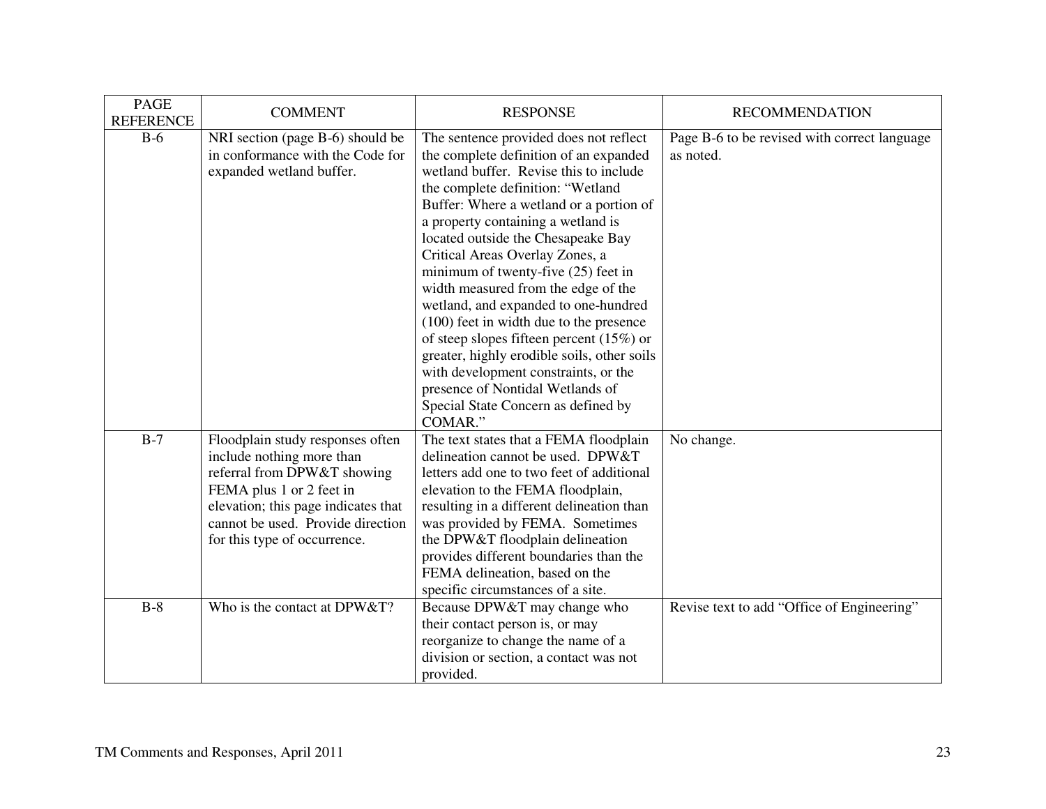| PAGE REFERENCE | COMMENT | RESPONSE | RECOMMENDATION |
|---|---|---|---|
| B-6 | NRI section (page B-6) should be in conformance with the Code for expanded wetland buffer. | The sentence provided does not reflect the complete definition of an expanded wetland buffer. Revise this to include the complete definition: "Wetland Buffer: Where a wetland or a portion of a property containing a wetland is located outside the Chesapeake Bay Critical Areas Overlay Zones, a minimum of twenty-five (25) feet in width measured from the edge of the wetland, and expanded to one-hundred (100) feet in width due to the presence of steep slopes fifteen percent (15%) or greater, highly erodible soils, other soils with development constraints, or the presence of Nontidal Wetlands of Special State Concern as defined by COMAR." | Page B-6 to be revised with correct language as noted. |
| B-7 | Floodplain study responses often include nothing more than referral from DPW&T showing FEMA plus 1 or 2 feet in elevation; this page indicates that cannot be used. Provide direction for this type of occurrence. | The text states that a FEMA floodplain delineation cannot be used. DPW&T letters add one to two feet of additional elevation to the FEMA floodplain, resulting in a different delineation than was provided by FEMA. Sometimes the DPW&T floodplain delineation provides different boundaries than the FEMA delineation, based on the specific circumstances of a site. | No change. |
| B-8 | Who is the contact at DPW&T? | Because DPW&T may change who their contact person is, or may reorganize to change the name of a division or section, a contact was not provided. | Revise text to add "Office of Engineering" |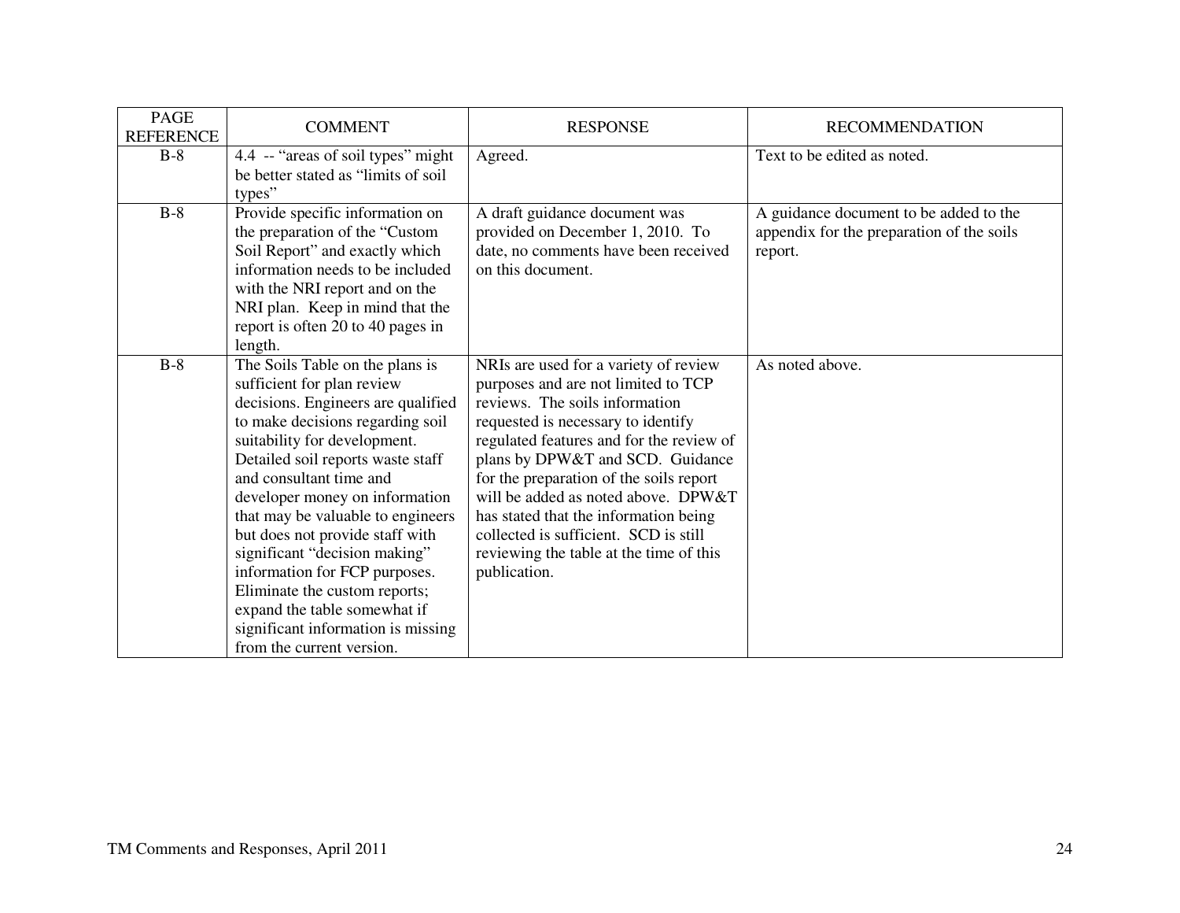| PAGE REFERENCE | COMMENT | RESPONSE | RECOMMENDATION |
|---|---|---|---|
| B-8 | 4.4 -- "areas of soil types" might be better stated as "limits of soil types" | Agreed. | Text to be edited as noted. |
| B-8 | Provide specific information on the preparation of the "Custom Soil Report" and exactly which information needs to be included with the NRI report and on the NRI plan. Keep in mind that the report is often 20 to 40 pages in length. | A draft guidance document was provided on December 1, 2010. To date, no comments have been received on this document. | A guidance document to be added to the appendix for the preparation of the soils report. |
| B-8 | The Soils Table on the plans is sufficient for plan review decisions. Engineers are qualified to make decisions regarding soil suitability for development. Detailed soil reports waste staff and consultant time and developer money on information that may be valuable to engineers but does not provide staff with significant "decision making" information for FCP purposes. Eliminate the custom reports; expand the table somewhat if significant information is missing from the current version. | NRIs are used for a variety of review purposes and are not limited to TCP reviews. The soils information requested is necessary to identify regulated features and for the review of plans by DPW&T and SCD. Guidance for the preparation of the soils report will be added as noted above. DPW&T has stated that the information being collected is sufficient. SCD is still reviewing the table at the time of this publication. | As noted above. |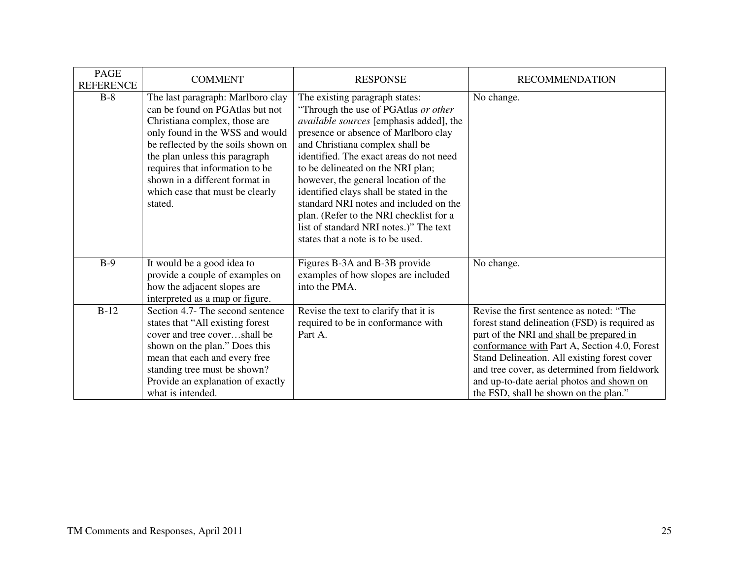| PAGE REFERENCE | COMMENT | RESPONSE | RECOMMENDATION |
|---|---|---|---|
| B-8 | The last paragraph: Marlboro clay can be found on PGAtlas but not Christiana complex, those are only found in the WSS and would be reflected by the soils shown on the plan unless this paragraph requires that information to be shown in a different format in which case that must be clearly stated. | The existing paragraph states: "Through the use of PGAtlas *or other available sources* [emphasis added], the presence or absence of Marlboro clay and Christiana complex shall be identified. The exact areas do not need to be delineated on the NRI plan; however, the general location of the identified clays shall be stated in the standard NRI notes and included on the plan. (Refer to the NRI checklist for a list of standard NRI notes.)" The text states that a note is to be used. | No change. |
| B-9 | It would be a good idea to provide a couple of examples on how the adjacent slopes are interpreted as a map or figure. | Figures B-3A and B-3B provide examples of how slopes are included into the PMA. | No change. |
| B-12 | Section 4.7- The second sentence states that "All existing forest cover and tree cover…shall be shown on the plan." Does this mean that each and every free standing tree must be shown? Provide an explanation of exactly what is intended. | Revise the text to clarify that it is required to be in conformance with Part A. | Revise the first sentence as noted: "The forest stand delineation (FSD) is required as part of the NRI <u>and shall be prepared in conformance with</u> Part A, Section 4.0, Forest Stand Delineation. All existing forest cover and tree cover, as determined from fieldwork and up-to-date aerial photos <u>and shown on the FSD</u>, shall be shown on the plan." |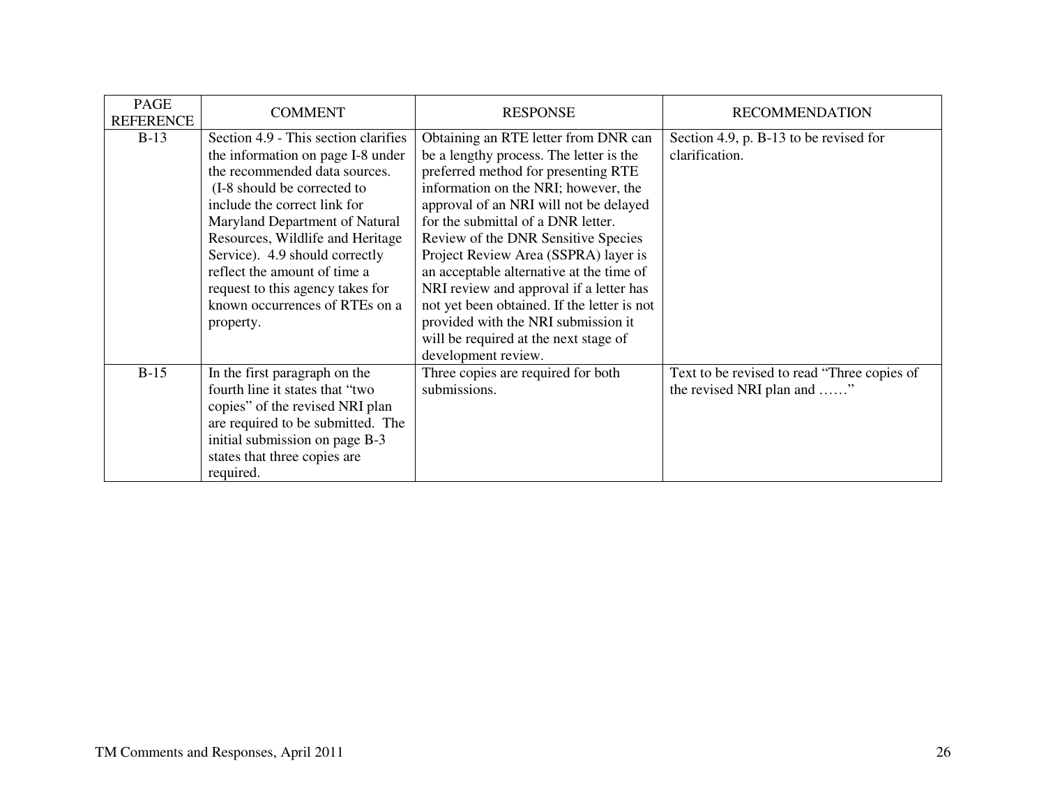| PAGE REFERENCE | COMMENT | RESPONSE | RECOMMENDATION |
|---|---|---|---|
| B-13 | Section 4.9 - This section clarifies the information on page I-8 under the recommended data sources. (I-8 should be corrected to include the correct link for Maryland Department of Natural Resources, Wildlife and Heritage Service). 4.9 should correctly reflect the amount of time a request to this agency takes for known occurrences of RTEs on a property. | Obtaining an RTE letter from DNR can be a lengthy process. The letter is the preferred method for presenting RTE information on the NRI; however, the approval of an NRI will not be delayed for the submittal of a DNR letter. Review of the DNR Sensitive Species Project Review Area (SSPRA) layer is an acceptable alternative at the time of NRI review and approval if a letter has not yet been obtained. If the letter is not provided with the NRI submission it will be required at the next stage of development review. | Section 4.9, p. B-13 to be revised for clarification. |
| B-15 | In the first paragraph on the fourth line it states that "two copies" of the revised NRI plan are required to be submitted. The initial submission on page B-3 states that three copies are required. | Three copies are required for both submissions. | Text to be revised to read "Three copies of the revised NRI plan and ……" |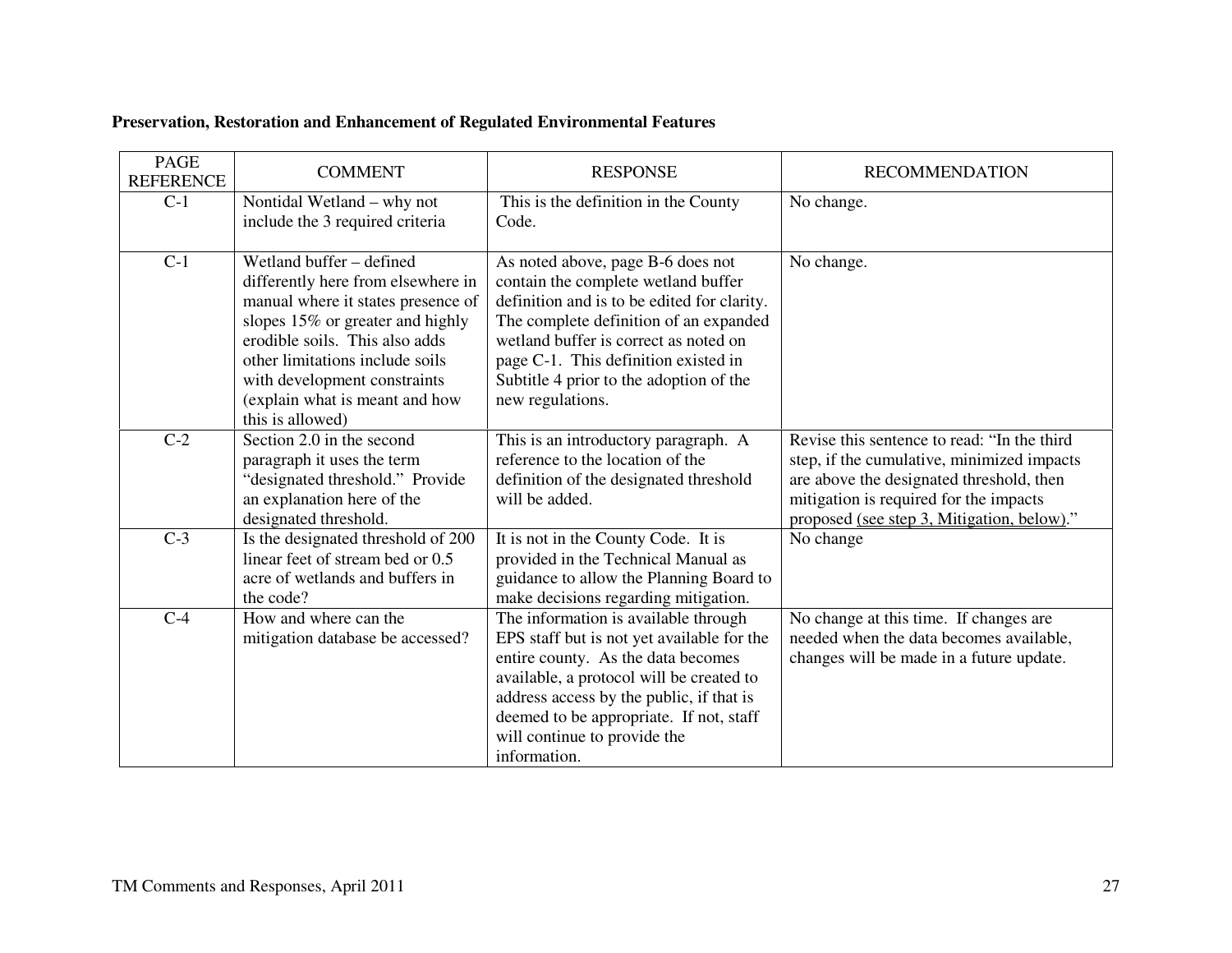**Preservation, Restoration and Enhancement of Regulated Environmental Features**

| PAGE REFERENCE | COMMENT | RESPONSE | RECOMMENDATION |
|---|---|---|---|
| C-1 | Nontidal Wetland – why not include the 3 required criteria | This is the definition in the County Code. | No change. |
| C-1 | Wetland buffer – defined differently here from elsewhere in manual where it states presence of slopes 15% or greater and highly erodible soils. This also adds other limitations include soils with development constraints (explain what is meant and how this is allowed) | As noted above, page B-6 does not contain the complete wetland buffer definition and is to be edited for clarity. The complete definition of an expanded wetland buffer is correct as noted on page C-1. This definition existed in Subtitle 4 prior to the adoption of the new regulations. | No change. |
| C-2 | Section 2.0 in the second paragraph it uses the term "designated threshold." Provide an explanation here of the designated threshold. | This is an introductory paragraph. A reference to the location of the definition of the designated threshold will be added. | Revise this sentence to read: "In the third step, if the cumulative, minimized impacts are above the designated threshold, then mitigation is required for the impacts proposed <u>(see step 3, Mitigation, below)</u>." |
| C-3 | Is the designated threshold of 200 linear feet of stream bed or 0.5 acre of wetlands and buffers in the code? | It is not in the County Code. It is provided in the Technical Manual as guidance to allow the Planning Board to make decisions regarding mitigation. | No change |
| C-4 | How and where can the mitigation database be accessed? | The information is available through EPS staff but is not yet available for the entire county. As the data becomes available, a protocol will be created to address access by the public, if that is deemed to be appropriate. If not, staff will continue to provide the information. | No change at this time. If changes are needed when the data becomes available, changes will be made in a future update. |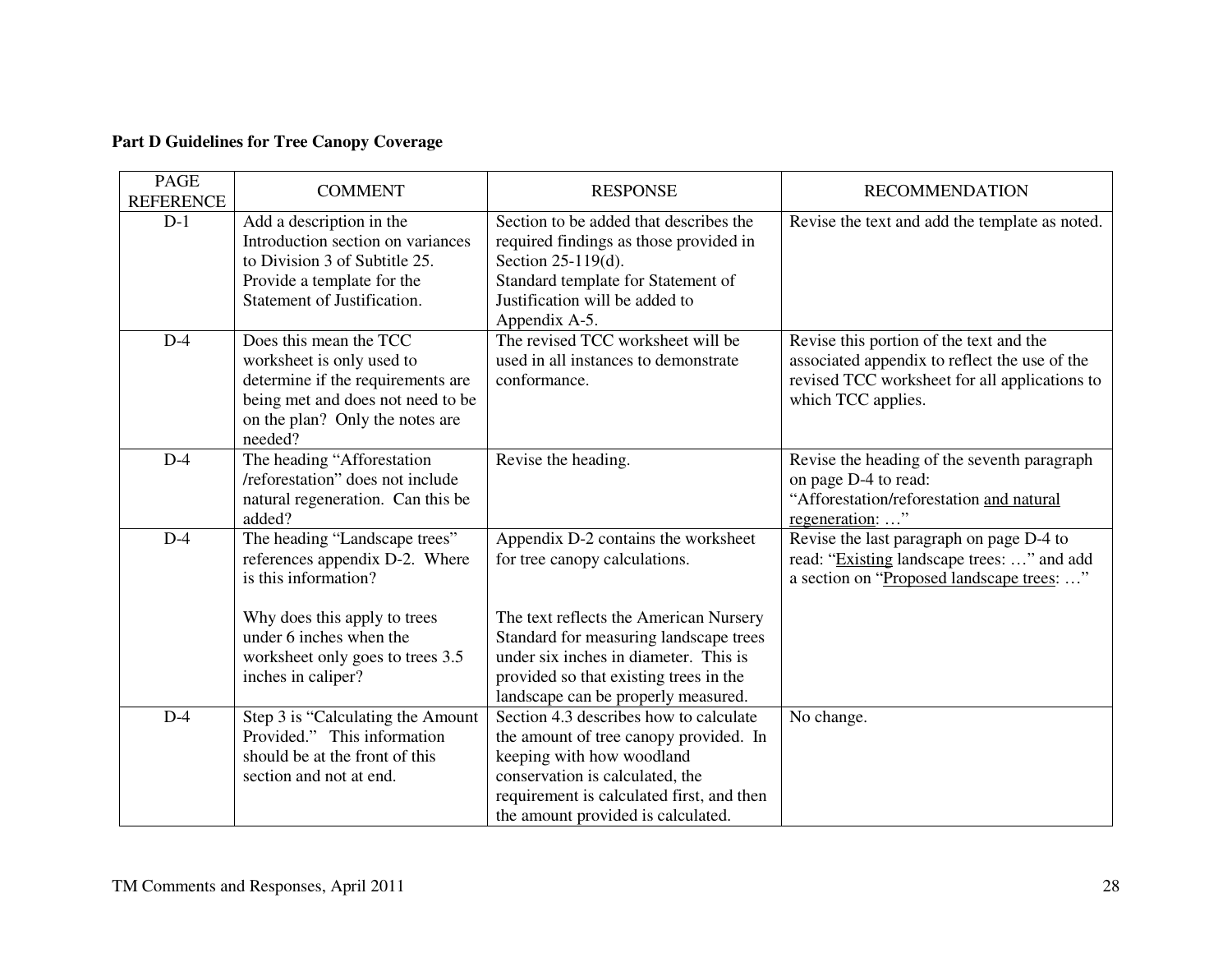**Part D Guidelines for Tree Canopy Coverage**

| PAGE REFERENCE | COMMENT | RESPONSE | RECOMMENDATION |
|---|---|---|---|
| D-1 | Add a description in the Introduction section on variances to Division 3 of Subtitle 25. Provide a template for the Statement of Justification. | Section to be added that describes the required findings as those provided in Section 25-119(d). Standard template for Statement of Justification will be added to Appendix A-5. | Revise the text and add the template as noted. |
| D-4 | Does this mean the TCC worksheet is only used to determine if the requirements are being met and does not need to be on the plan? Only the notes are needed? | The revised TCC worksheet will be used in all instances to demonstrate conformance. | Revise this portion of the text and the associated appendix to reflect the use of the revised TCC worksheet for all applications to which TCC applies. |
| D-4 | The heading "Afforestation /reforestation" does not include natural regeneration. Can this be added? | Revise the heading. | Revise the heading of the seventh paragraph on page D-4 to read: "Afforestation/reforestation <u>and natural regeneration</u>: …" |
| D-4 | The heading "Landscape trees" references appendix D-2. Where is this information?<br><br>Why does this apply to trees under 6 inches when the worksheet only goes to trees 3.5 inches in caliper? | Appendix D-2 contains the worksheet for tree canopy calculations.<br><br>The text reflects the American Nursery Standard for measuring landscape trees under six inches in diameter. This is provided so that existing trees in the landscape can be properly measured. | Revise the last paragraph on page D-4 to read: "<u>Existing</u> landscape trees: …" and add a section on "<u>Proposed landscape trees</u>: …" |
| D-4 | Step 3 is "Calculating the Amount Provided." This information should be at the front of this section and not at end. | Section 4.3 describes how to calculate the amount of tree canopy provided. In keeping with how woodland conservation is calculated, the requirement is calculated first, and then the amount provided is calculated. | No change. |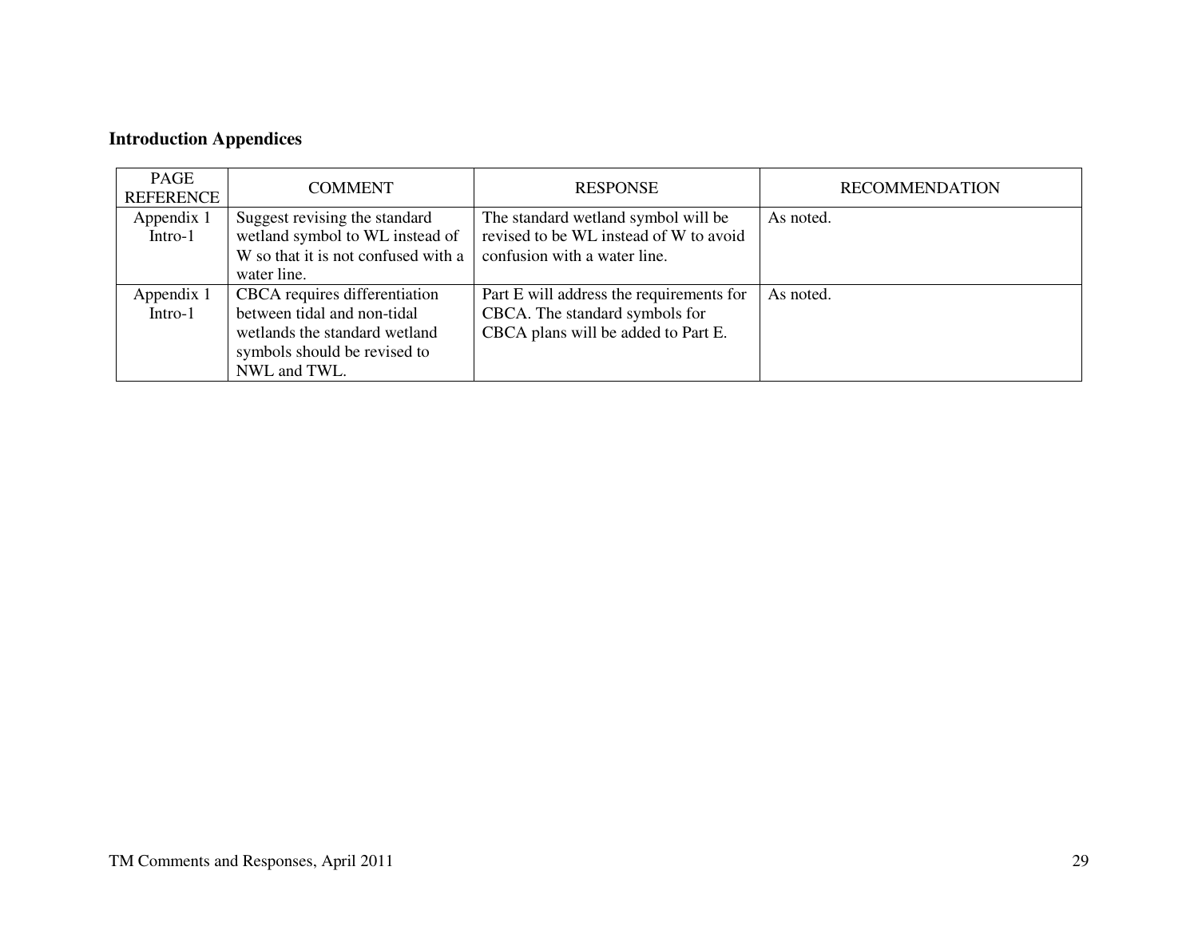**Introduction Appendices**

| PAGE REFERENCE | COMMENT | RESPONSE | RECOMMENDATION |
|---|---|---|---|
| Appendix 1 Intro-1 | Suggest revising the standard wetland symbol to WL instead of W so that it is not confused with a water line. | The standard wetland symbol will be revised to be WL instead of W to avoid confusion with a water line. | As noted. |
| Appendix 1 Intro-1 | CBCA requires differentiation between tidal and non-tidal wetlands the standard wetland symbols should be revised to NWL and TWL. | Part E will address the requirements for CBCA. The standard symbols for CBCA plans will be added to Part E. | As noted. |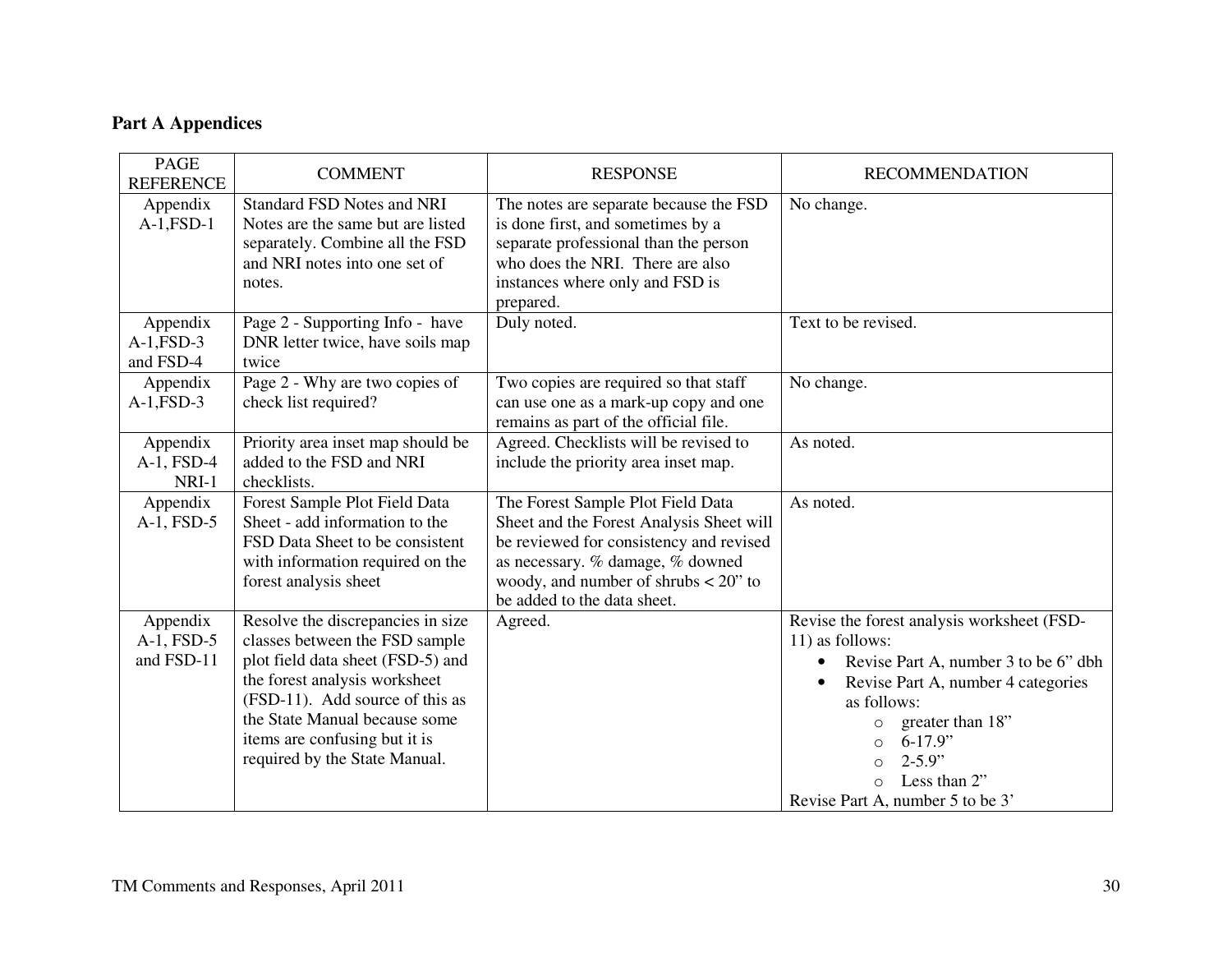## Part A Appendices

| PAGE REFERENCE | COMMENT | RESPONSE | RECOMMENDATION |
|---|---|---|---|
| Appendix A-1,FSD-1 | Standard FSD Notes and NRI Notes are the same but are listed separately. Combine all the FSD and NRI notes into one set of notes. | The notes are separate because the FSD is done first, and sometimes by a separate professional than the person who does the NRI. There are also instances where only and FSD is prepared. | No change. |
| Appendix A-1,FSD-3 and FSD-4 | Page 2 - Supporting Info - have DNR letter twice, have soils map twice | Duly noted. | Text to be revised. |
| Appendix A-1,FSD-3 | Page 2 - Why are two copies of check list required? | Two copies are required so that staff can use one as a mark-up copy and one remains as part of the official file. | No change. |
| Appendix A-1, FSD-4 NRI-1 | Priority area inset map should be added to the FSD and NRI checklists. | Agreed. Checklists will be revised to include the priority area inset map. | As noted. |
| Appendix A-1, FSD-5 | Forest Sample Plot Field Data Sheet - add information to the FSD Data Sheet to be consistent with information required on the forest analysis sheet | The Forest Sample Plot Field Data Sheet and the Forest Analysis Sheet will be reviewed for consistency and revised as necessary. % damage, % downed woody, and number of shrubs < 20" to be added to the data sheet. | As noted. |
| Appendix A-1, FSD-5 and FSD-11 | Resolve the discrepancies in size classes between the FSD sample plot field data sheet (FSD-5) and the forest analysis worksheet (FSD-11). Add source of this as the State Manual because some items are confusing but it is required by the State Manual. | Agreed. | Revise the forest analysis worksheet (FSD-11) as follows:<br>• Revise Part A, number 3 to be 6" dbh<br>• Revise Part A, number 4 categories as follows:<br>  ○ greater than 18"<br>  ○ 6-17.9"<br>  ○ 2-5.9"<br>  ○ Less than 2"<br>Revise Part A, number 5 to be 3' |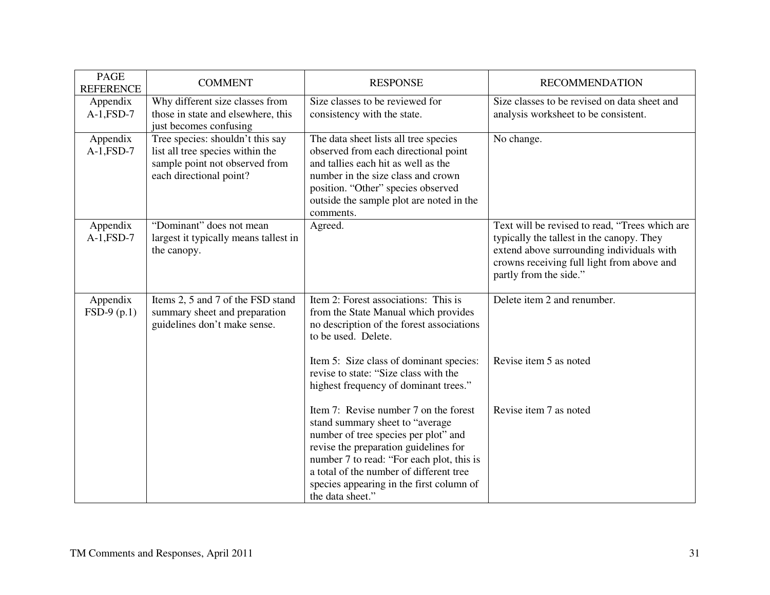| PAGE REFERENCE | COMMENT | RESPONSE | RECOMMENDATION |
|---|---|---|---|
| Appendix A-1,FSD-7 | Why different size classes from those in state and elsewhere, this just becomes confusing | Size classes to be reviewed for consistency with the state. | Size classes to be revised on data sheet and analysis worksheet to be consistent. |
| Appendix A-1,FSD-7 | Tree species: shouldn't this say list all tree species within the sample point not observed from each directional point? | The data sheet lists all tree species observed from each directional point and tallies each hit as well as the number in the size class and crown position. "Other" species observed outside the sample plot are noted in the comments. | No change. |
| Appendix A-1,FSD-7 | "Dominant" does not mean largest it typically means tallest in the canopy. | Agreed. | Text will be revised to read, "Trees which are typically the tallest in the canopy. They extend above surrounding individuals with crowns receiving full light from above and partly from the side." |
| Appendix FSD-9 (p.1) | Items 2, 5 and 7 of the FSD stand summary sheet and preparation guidelines don't make sense. | Item 2: Forest associations: This is from the State Manual which provides no description of the forest associations to be used. Delete.<br><br>Item 5: Size class of dominant species: revise to state: "Size class with the highest frequency of dominant trees."<br><br>Item 7: Revise number 7 on the forest stand summary sheet to "average number of tree species per plot" and revise the preparation guidelines for number 7 to read: "For each plot, this is a total of the number of different tree species appearing in the first column of the data sheet." | Delete item 2 and renumber.<br><br>Revise item 5 as noted<br><br>Revise item 7 as noted |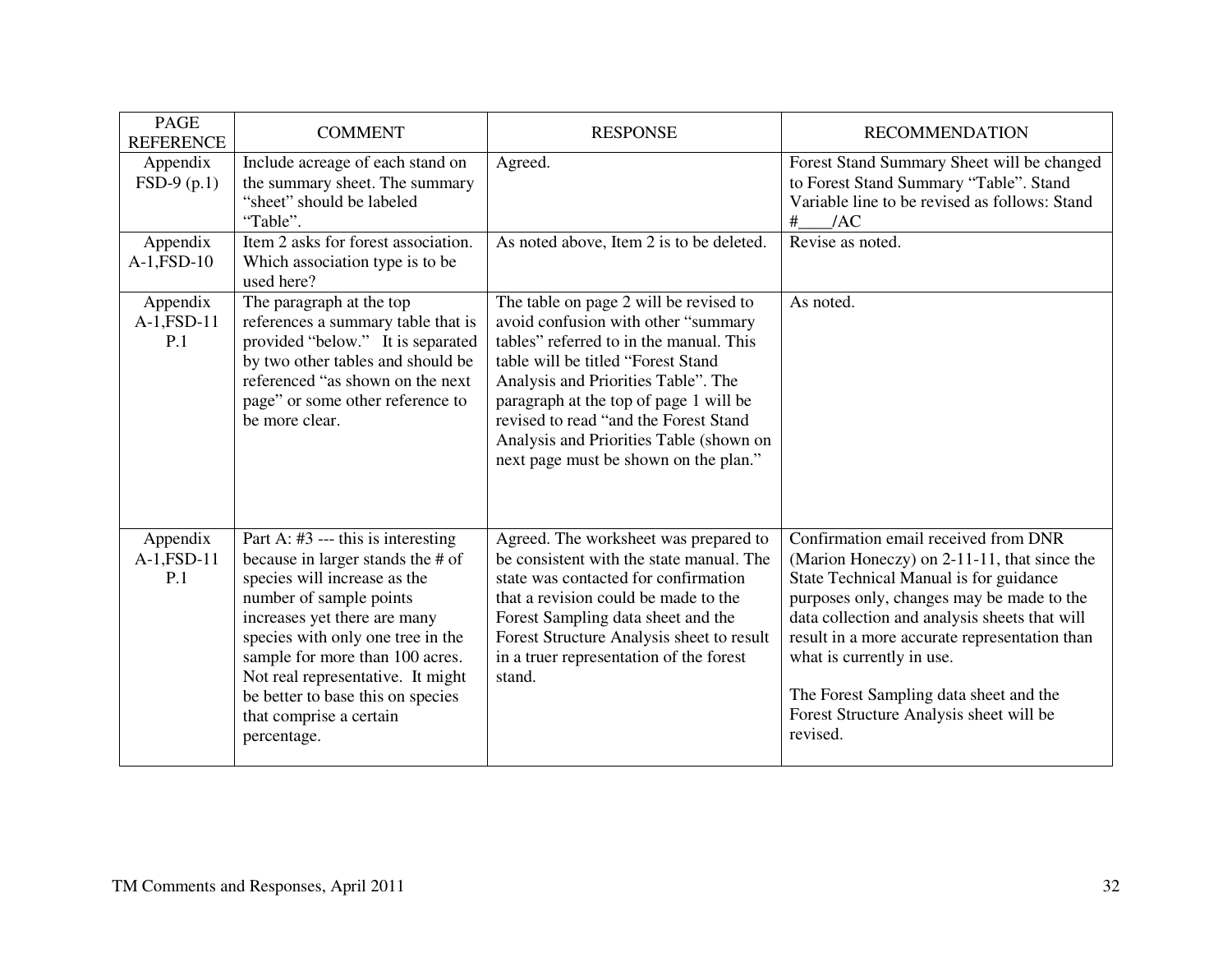| PAGE REFERENCE | COMMENT | RESPONSE | RECOMMENDATION |
|---|---|---|---|
| Appendix FSD-9 (p.1) | Include acreage of each stand on the summary sheet. The summary "sheet" should be labeled "Table". | Agreed. | Forest Stand Summary Sheet will be changed to Forest Stand Summary "Table". Stand Variable line to be revised as follows: Stand #____/AC |
| Appendix A-1,FSD-10 | Item 2 asks for forest association. Which association type is to be used here? | As noted above, Item 2 is to be deleted. | Revise as noted. |
| Appendix A-1,FSD-11 P.1 | The paragraph at the top references a summary table that is provided "below." It is separated by two other tables and should be referenced "as shown on the next page" or some other reference to be more clear. | The table on page 2 will be revised to avoid confusion with other "summary tables" referred to in the manual. This table will be titled "Forest Stand Analysis and Priorities Table". The paragraph at the top of page 1 will be revised to read "and the Forest Stand Analysis and Priorities Table (shown on next page must be shown on the plan." | As noted. |
| Appendix A-1,FSD-11 P.1 | Part A: #3 --- this is interesting because in larger stands the # of species will increase as the number of sample points increases yet there are many species with only one tree in the sample for more than 100 acres. Not real representative. It might be better to base this on species that comprise a certain percentage. | Agreed. The worksheet was prepared to be consistent with the state manual. The state was contacted for confirmation that a revision could be made to the Forest Sampling data sheet and the Forest Structure Analysis sheet to result in a truer representation of the forest stand. | Confirmation email received from DNR (Marion Honeczy) on 2-11-11, that since the State Technical Manual is for guidance purposes only, changes may be made to the data collection and analysis sheets that will result in a more accurate representation than what is currently in use.<br><br>The Forest Sampling data sheet and the Forest Structure Analysis sheet will be revised. |

TM Comments and Responses, April 2011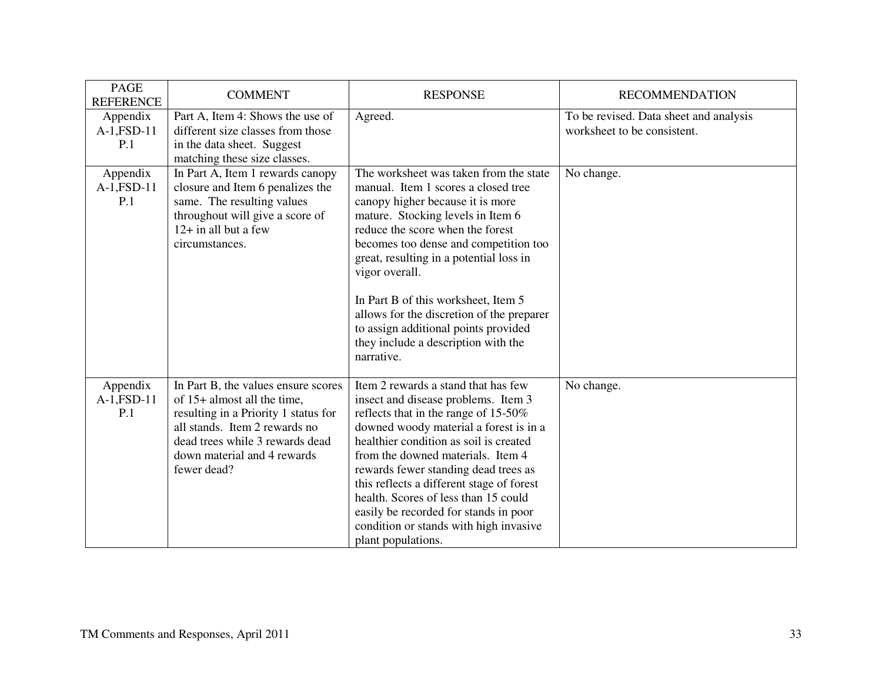| PAGE REFERENCE | COMMENT | RESPONSE | RECOMMENDATION |
|---|---|---|---|
| Appendix A-1,FSD-11 P.1 | Part A, Item 4: Shows the use of different size classes from those in the data sheet. Suggest matching these size classes. | Agreed. | To be revised. Data sheet and analysis worksheet to be consistent. |
| Appendix A-1,FSD-11 P.1 | In Part A, Item 1 rewards canopy closure and Item 6 penalizes the same. The resulting values throughout will give a score of 12+ in all but a few circumstances. | The worksheet was taken from the state manual. Item 1 scores a closed tree canopy higher because it is more mature. Stocking levels in Item 6 reduce the score when the forest becomes too dense and competition too great, resulting in a potential loss in vigor overall.<br><br>In Part B of this worksheet, Item 5 allows for the discretion of the preparer to assign additional points provided they include a description with the narrative. | No change. |
| Appendix A-1,FSD-11 P.1 | In Part B, the values ensure scores of 15+ almost all the time, resulting in a Priority 1 status for all stands. Item 2 rewards no dead trees while 3 rewards dead down material and 4 rewards fewer dead? | Item 2 rewards a stand that has few insect and disease problems. Item 3 reflects that in the range of 15-50% downed woody material a forest is in a healthier condition as soil is created from the downed materials. Item 4 rewards fewer standing dead trees as this reflects a different stage of forest health. Scores of less than 15 could easily be recorded for stands in poor condition or stands with high invasive plant populations. | No change. |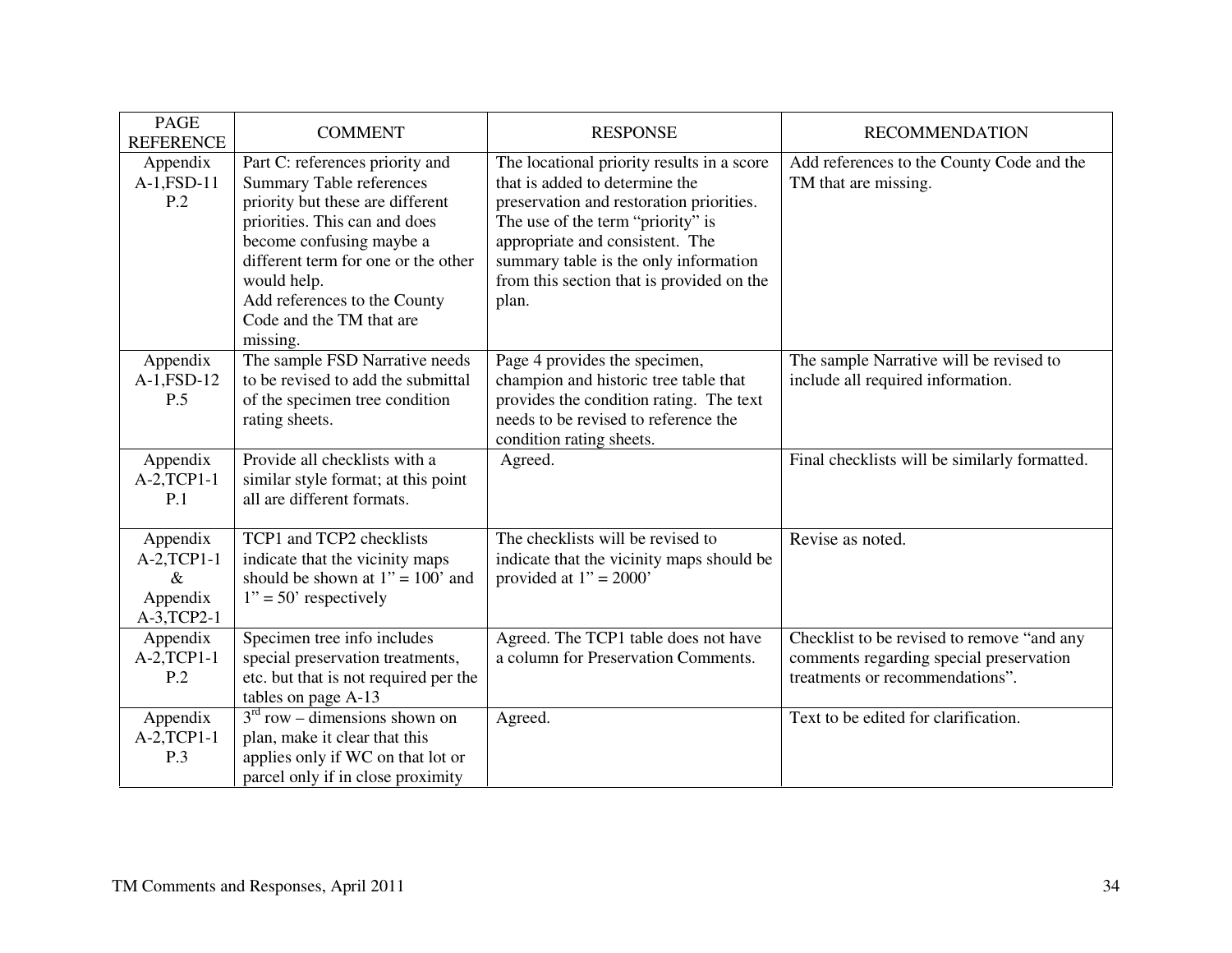| PAGE REFERENCE | COMMENT | RESPONSE | RECOMMENDATION |
|---|---|---|---|
| Appendix A-1,FSD-11 P.2 | Part C: references priority and Summary Table references priority but these are different priorities. This can and does become confusing maybe a different term for one or the other would help. Add references to the County Code and the TM that are missing. | The locational priority results in a score that is added to determine the preservation and restoration priorities. The use of the term "priority" is appropriate and consistent. The summary table is the only information from this section that is provided on the plan. | Add references to the County Code and the TM that are missing. |
| Appendix A-1,FSD-12 P.5 | The sample FSD Narrative needs to be revised to add the submittal of the specimen tree condition rating sheets. | Page 4 provides the specimen, champion and historic tree table that provides the condition rating. The text needs to be revised to reference the condition rating sheets. | The sample Narrative will be revised to include all required information. |
| Appendix A-2,TCP1-1 P.1 | Provide all checklists with a similar style format; at this point all are different formats. | Agreed. | Final checklists will be similarly formatted. |
| Appendix A-2,TCP1-1 & Appendix A-3,TCP2-1 | TCP1 and TCP2 checklists indicate that the vicinity maps should be shown at 1" = 100' and 1" = 50' respectively | The checklists will be revised to indicate that the vicinity maps should be provided at 1" = 2000' | Revise as noted. |
| Appendix A-2,TCP1-1 P.2 | Specimen tree info includes special preservation treatments, etc. but that is not required per the tables on page A-13 | Agreed. The TCP1 table does not have a column for Preservation Comments. | Checklist to be revised to remove "and any comments regarding special preservation treatments or recommendations". |
| Appendix A-2,TCP1-1 P.3 | 3rd row – dimensions shown on plan, make it clear that this applies only if WC on that lot or parcel only if in close proximity | Agreed. | Text to be edited for clarification. |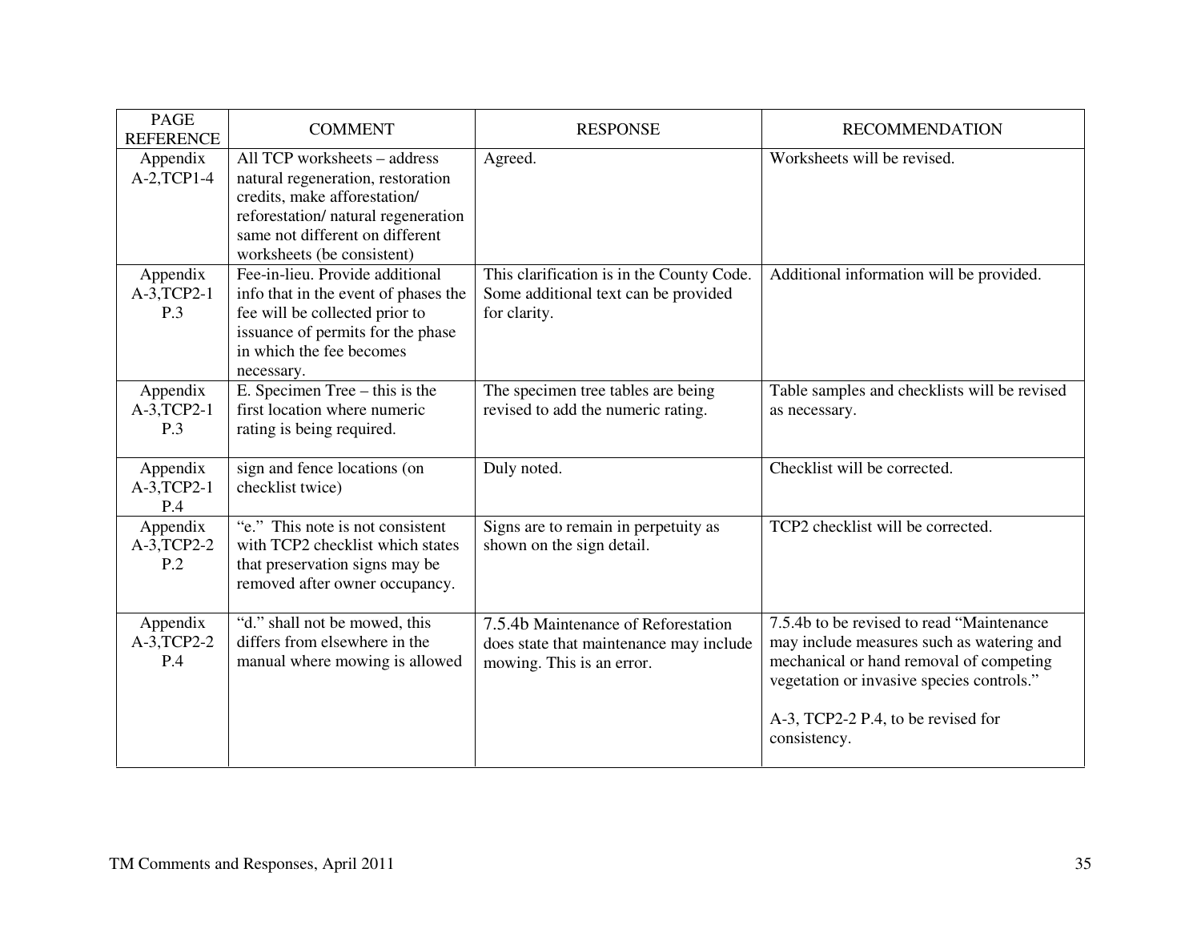| PAGE REFERENCE | COMMENT | RESPONSE | RECOMMENDATION |
|---|---|---|---|
| Appendix A-2,TCP1-4 | All TCP worksheets – address natural regeneration, restoration credits, make afforestation/ reforestation/ natural regeneration same not different on different worksheets (be consistent) | Agreed. | Worksheets will be revised. |
| Appendix A-3,TCP2-1 P.3 | Fee-in-lieu. Provide additional info that in the event of phases the fee will be collected prior to issuance of permits for the phase in which the fee becomes necessary. | This clarification is in the County Code. Some additional text can be provided for clarity. | Additional information will be provided. |
| Appendix A-3,TCP2-1 P.3 | E. Specimen Tree – this is the first location where numeric rating is being required. | The specimen tree tables are being revised to add the numeric rating. | Table samples and checklists will be revised as necessary. |
| Appendix A-3,TCP2-1 P.4 | sign and fence locations (on checklist twice) | Duly noted. | Checklist will be corrected. |
| Appendix A-3,TCP2-2 P.2 | "e." This note is not consistent with TCP2 checklist which states that preservation signs may be removed after owner occupancy. | Signs are to remain in perpetuity as shown on the sign detail. | TCP2 checklist will be corrected. |
| Appendix A-3,TCP2-2 P.4 | "d." shall not be mowed, this differs from elsewhere in the manual where mowing is allowed | 7.5.4b Maintenance of Reforestation does state that maintenance may include mowing. This is an error. | 7.5.4b to be revised to read "Maintenance may include measures such as watering and mechanical or hand removal of competing vegetation or invasive species controls." <br><br> A-3, TCP2-2 P.4, to be revised for consistency. |

TM Comments and Responses, April 2011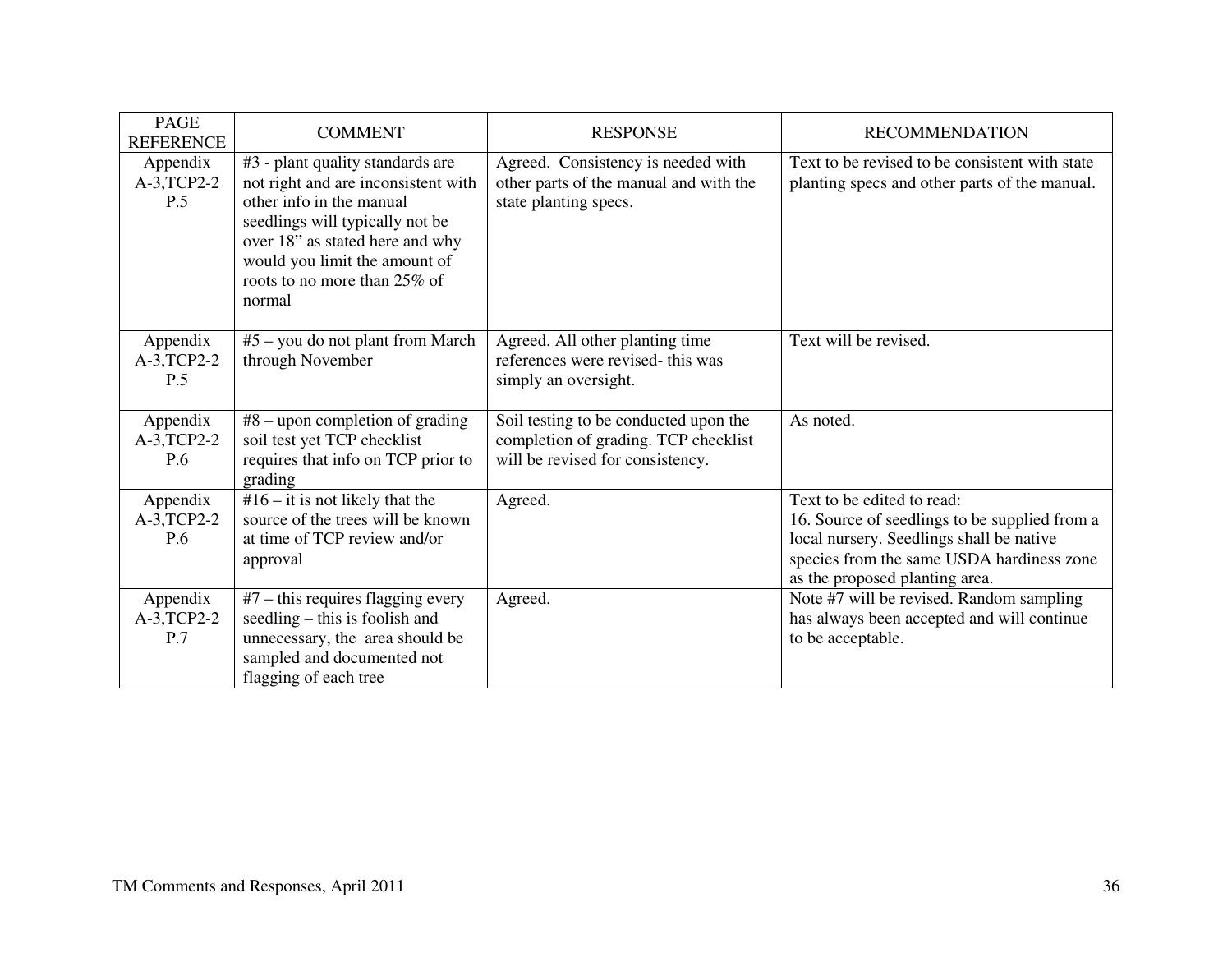| PAGE REFERENCE | COMMENT | RESPONSE | RECOMMENDATION |
|---|---|---|---|
| Appendix A-3,TCP2-2 P.5 | #3 - plant quality standards are not right and are inconsistent with other info in the manual seedlings will typically not be over 18" as stated here and why would you limit the amount of roots to no more than 25% of normal | Agreed. Consistency is needed with other parts of the manual and with the state planting specs. | Text to be revised to be consistent with state planting specs and other parts of the manual. |
| Appendix A-3,TCP2-2 P.5 | #5 – you do not plant from March through November | Agreed. All other planting time references were revised- this was simply an oversight. | Text will be revised. |
| Appendix A-3,TCP2-2 P.6 | #8 – upon completion of grading soil test yet TCP checklist requires that info on TCP prior to grading | Soil testing to be conducted upon the completion of grading. TCP checklist will be revised for consistency. | As noted. |
| Appendix A-3,TCP2-2 P.6 | #16 – it is not likely that the source of the trees will be known at time of TCP review and/or approval | Agreed. | Text to be edited to read: 16. Source of seedlings to be supplied from a local nursery. Seedlings shall be native species from the same USDA hardiness zone as the proposed planting area. |
| Appendix A-3,TCP2-2 P.7 | #7 – this requires flagging every seedling – this is foolish and unnecessary, the area should be sampled and documented not flagging of each tree | Agreed. | Note #7 will be revised. Random sampling has always been accepted and will continue to be acceptable. |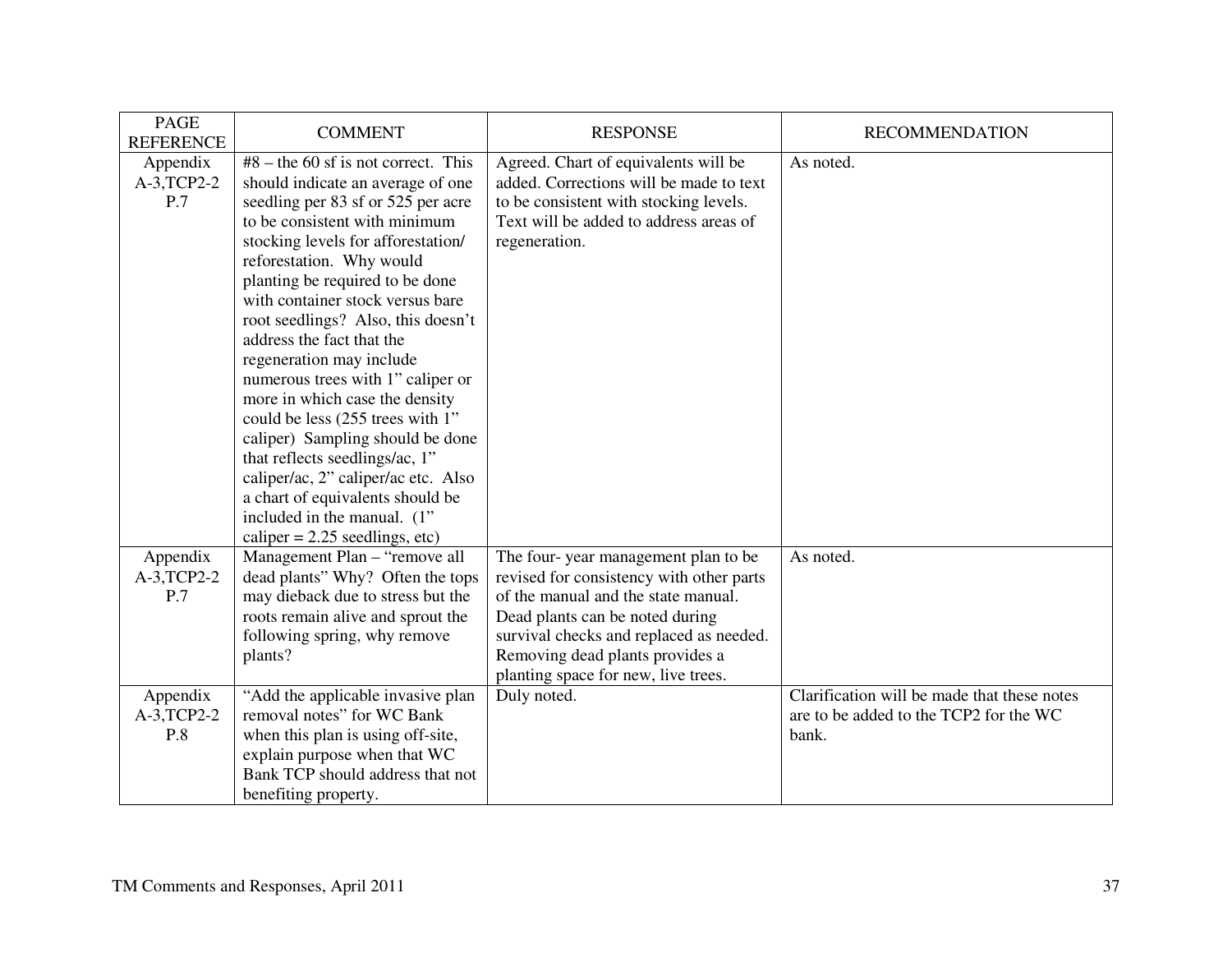| PAGE REFERENCE | COMMENT | RESPONSE | RECOMMENDATION |
|---|---|---|---|
| Appendix A-3,TCP2-2 P.7 | #8 – the 60 sf is not correct. This should indicate an average of one seedling per 83 sf or 525 per acre to be consistent with minimum stocking levels for afforestation/ reforestation. Why would planting be required to be done with container stock versus bare root seedlings? Also, this doesn't address the fact that the regeneration may include numerous trees with 1" caliper or more in which case the density could be less (255 trees with 1" caliper) Sampling should be done that reflects seedlings/ac, 1" caliper/ac, 2" caliper/ac etc. Also a chart of equivalents should be included in the manual. (1" caliper = 2.25 seedlings, etc) | Agreed. Chart of equivalents will be added. Corrections will be made to text to be consistent with stocking levels. Text will be added to address areas of regeneration. | As noted. |
| Appendix A-3,TCP2-2 P.7 | Management Plan – "remove all dead plants" Why? Often the tops may dieback due to stress but the roots remain alive and sprout the following spring, why remove plants? | The four- year management plan to be revised for consistency with other parts of the manual and the state manual. Dead plants can be noted during survival checks and replaced as needed. Removing dead plants provides a planting space for new, live trees. | As noted. |
| Appendix A-3,TCP2-2 P.8 | "Add the applicable invasive plan removal notes" for WC Bank when this plan is using off-site, explain purpose when that WC Bank TCP should address that not benefiting property. | Duly noted. | Clarification will be made that these notes are to be added to the TCP2 for the WC bank. |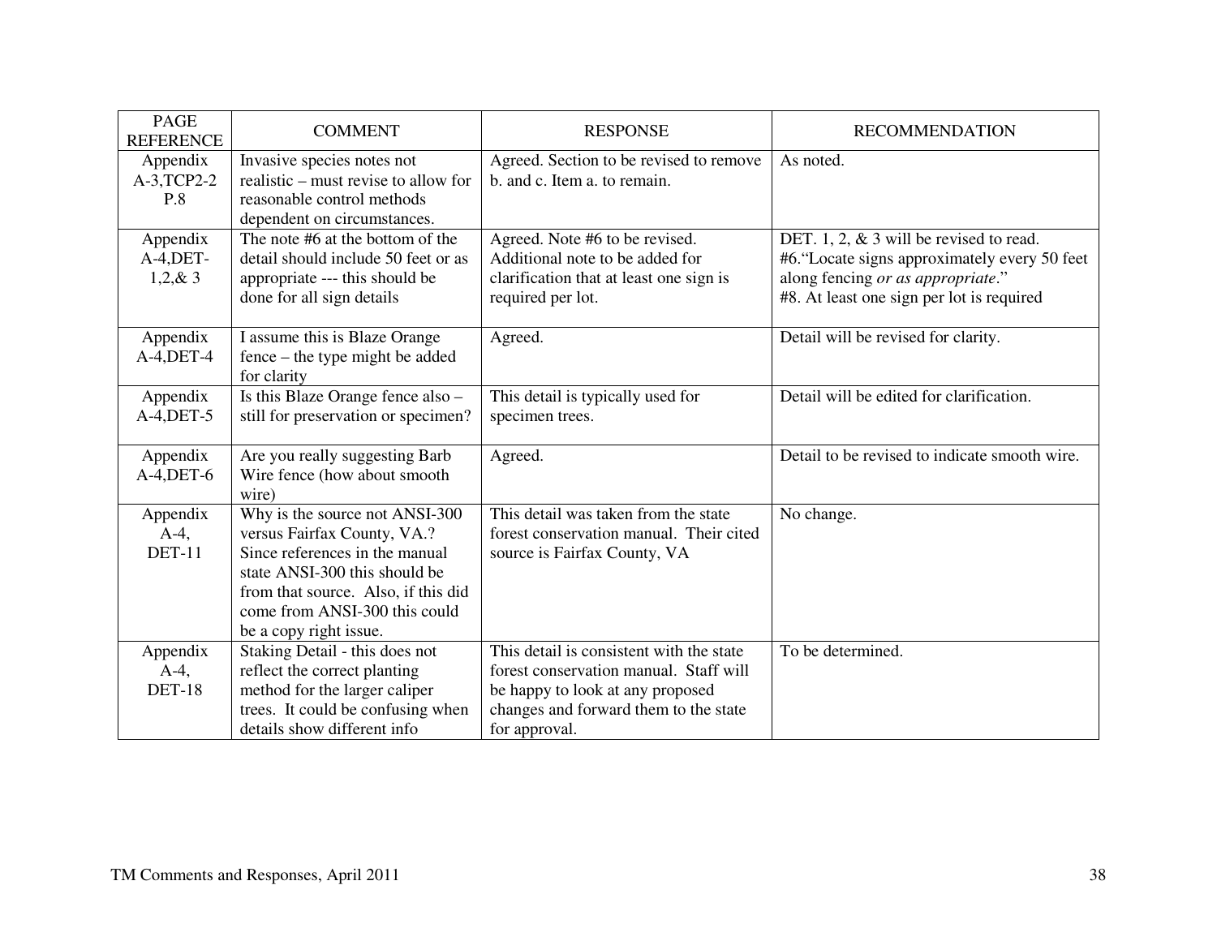| PAGE REFERENCE | COMMENT | RESPONSE | RECOMMENDATION |
|---|---|---|---|
| Appendix A-3,TCP2-2 P.8 | Invasive species notes not realistic – must revise to allow for reasonable control methods dependent on circumstances. | Agreed. Section to be revised to remove b. and c. Item a. to remain. | As noted. |
| Appendix A-4,DET-1,2,& 3 | The note #6 at the bottom of the detail should include 50 feet or as appropriate --- this should be done for all sign details | Agreed. Note #6 to be revised. Additional note to be added for clarification that at least one sign is required per lot. | DET. 1, 2, & 3 will be revised to read.<br>#6."Locate signs approximately every 50 feet along fencing *or as appropriate*."<br>#8. At least one sign per lot is required |
| Appendix A-4,DET-4 | I assume this is Blaze Orange fence – the type might be added for clarity | Agreed. | Detail will be revised for clarity. |
| Appendix A-4,DET-5 | Is this Blaze Orange fence also – still for preservation or specimen? | This detail is typically used for specimen trees. | Detail will be edited for clarification. |
| Appendix A-4,DET-6 | Are you really suggesting Barb Wire fence (how about smooth wire) | Agreed. | Detail to be revised to indicate smooth wire. |
| Appendix A-4, DET-11 | Why is the source not ANSI-300 versus Fairfax County, VA.? Since references in the manual state ANSI-300 this should be from that source. Also, if this did come from ANSI-300 this could be a copy right issue. | This detail was taken from the state forest conservation manual. Their cited source is Fairfax County, VA | No change. |
| Appendix A-4, DET-18 | Staking Detail - this does not reflect the correct planting method for the larger caliper trees. It could be confusing when details show different info | This detail is consistent with the state forest conservation manual. Staff will be happy to look at any proposed changes and forward them to the state for approval. | To be determined. |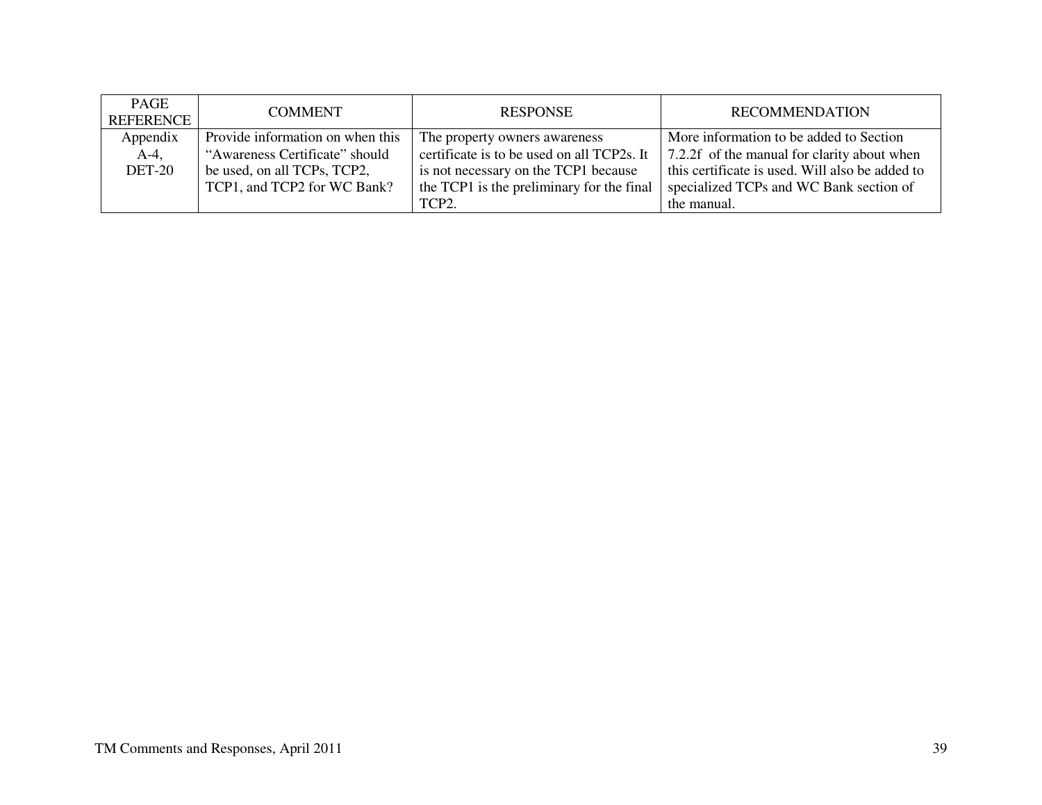| PAGE REFERENCE | COMMENT | RESPONSE | RECOMMENDATION |
|---|---|---|---|
| Appendix A-4, DET-20 | Provide information on when this "Awareness Certificate" should be used, on all TCPs, TCP2, TCP1, and TCP2 for WC Bank? | The property owners awareness certificate is to be used on all TCP2s. It is not necessary on the TCP1 because the TCP1 is the preliminary for the final TCP2. | More information to be added to Section 7.2.2f of the manual for clarity about when this certificate is used. Will also be added to specialized TCPs and WC Bank section of the manual. |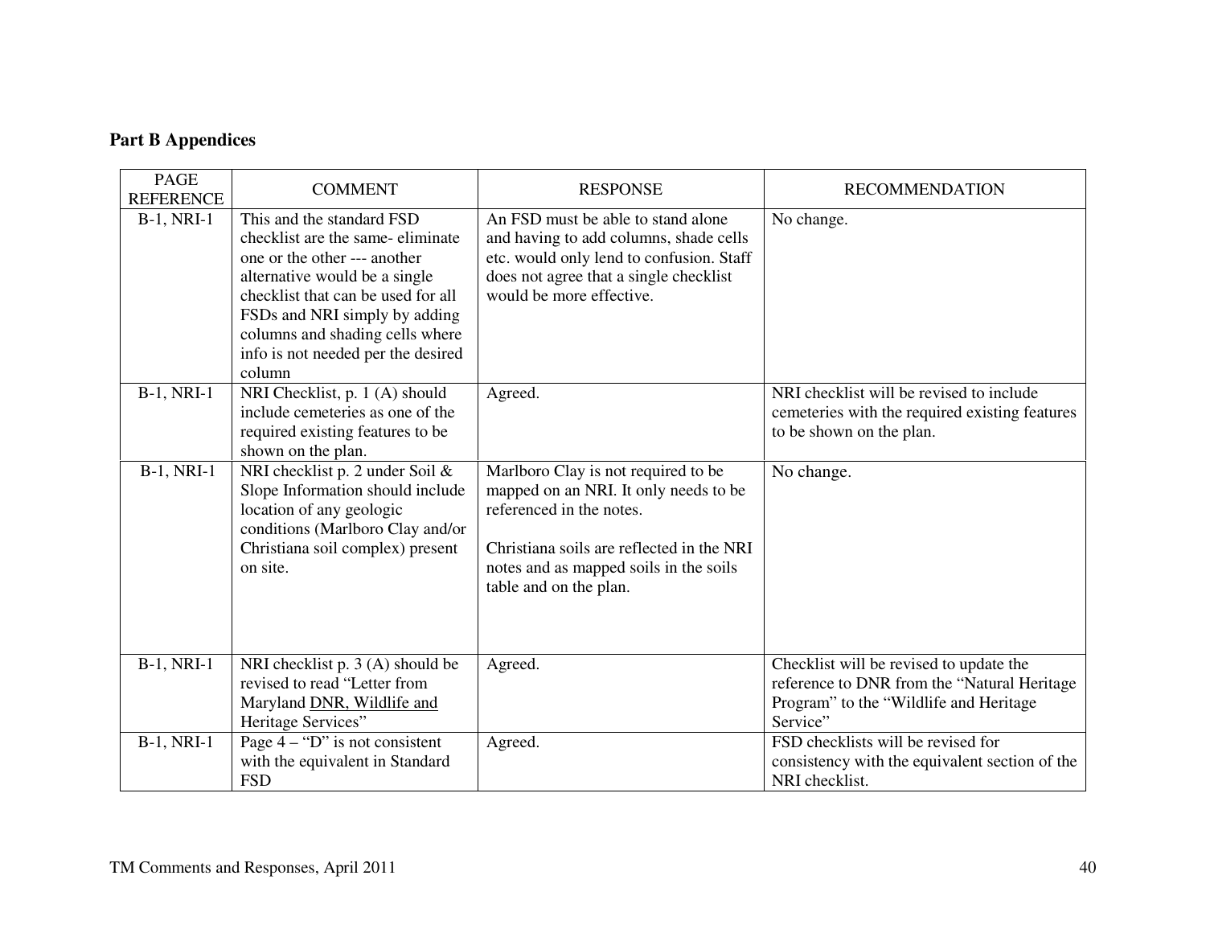**Part B Appendices**

| PAGE REFERENCE | COMMENT | RESPONSE | RECOMMENDATION |
|---|---|---|---|
| B-1, NRI-1 | This and the standard FSD checklist are the same- eliminate one or the other --- another alternative would be a single checklist that can be used for all FSDs and NRI simply by adding columns and shading cells where info is not needed per the desired column | An FSD must be able to stand alone and having to add columns, shade cells etc. would only lend to confusion. Staff does not agree that a single checklist would be more effective. | No change. |
| B-1, NRI-1 | NRI Checklist, p. 1 (A) should include cemeteries as one of the required existing features to be shown on the plan. | Agreed. | NRI checklist will be revised to include cemeteries with the required existing features to be shown on the plan. |
| B-1, NRI-1 | NRI checklist p. 2 under Soil & Slope Information should include location of any geologic conditions (Marlboro Clay and/or Christiana soil complex) present on site. | Marlboro Clay is not required to be mapped on an NRI. It only needs to be referenced in the notes.<br><br>Christiana soils are reflected in the NRI notes and as mapped soils in the soils table and on the plan. | No change. |
| B-1, NRI-1 | NRI checklist p. 3 (A) should be revised to read "Letter from Maryland <u>DNR, Wildlife and</u> Heritage Services" | Agreed. | Checklist will be revised to update the reference to DNR from the "Natural Heritage Program" to the "Wildlife and Heritage Service" |
| B-1, NRI-1 | Page 4 – "D" is not consistent with the equivalent in Standard FSD | Agreed. | FSD checklists will be revised for consistency with the equivalent section of the NRI checklist. |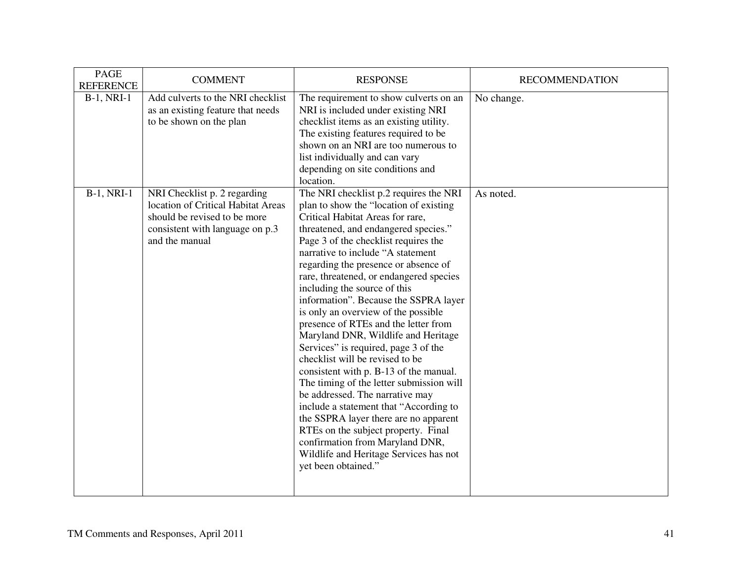| PAGE REFERENCE | COMMENT | RESPONSE | RECOMMENDATION |
|---|---|---|---|
| B-1, NRI-1 | Add culverts to the NRI checklist as an existing feature that needs to be shown on the plan | The requirement to show culverts on an NRI is included under existing NRI checklist items as an existing utility. The existing features required to be shown on an NRI are too numerous to list individually and can vary depending on site conditions and location. | No change. |
| B-1, NRI-1 | NRI Checklist p. 2 regarding location of Critical Habitat Areas should be revised to be more consistent with language on p.3 and the manual | The NRI checklist p.2 requires the NRI plan to show the "location of existing Critical Habitat Areas for rare, threatened, and endangered species." Page 3 of the checklist requires the narrative to include "A statement regarding the presence or absence of rare, threatened, or endangered species including the source of this information". Because the SSPRA layer is only an overview of the possible presence of RTEs and the letter from Maryland DNR, Wildlife and Heritage Services" is required, page 3 of the checklist will be revised to be consistent with p. B-13 of the manual. The timing of the letter submission will be addressed. The narrative may include a statement that "According to the SSPRA layer there are no apparent RTEs on the subject property. Final confirmation from Maryland DNR, Wildlife and Heritage Services has not yet been obtained." | As noted. |

TM Comments and Responses, April 2011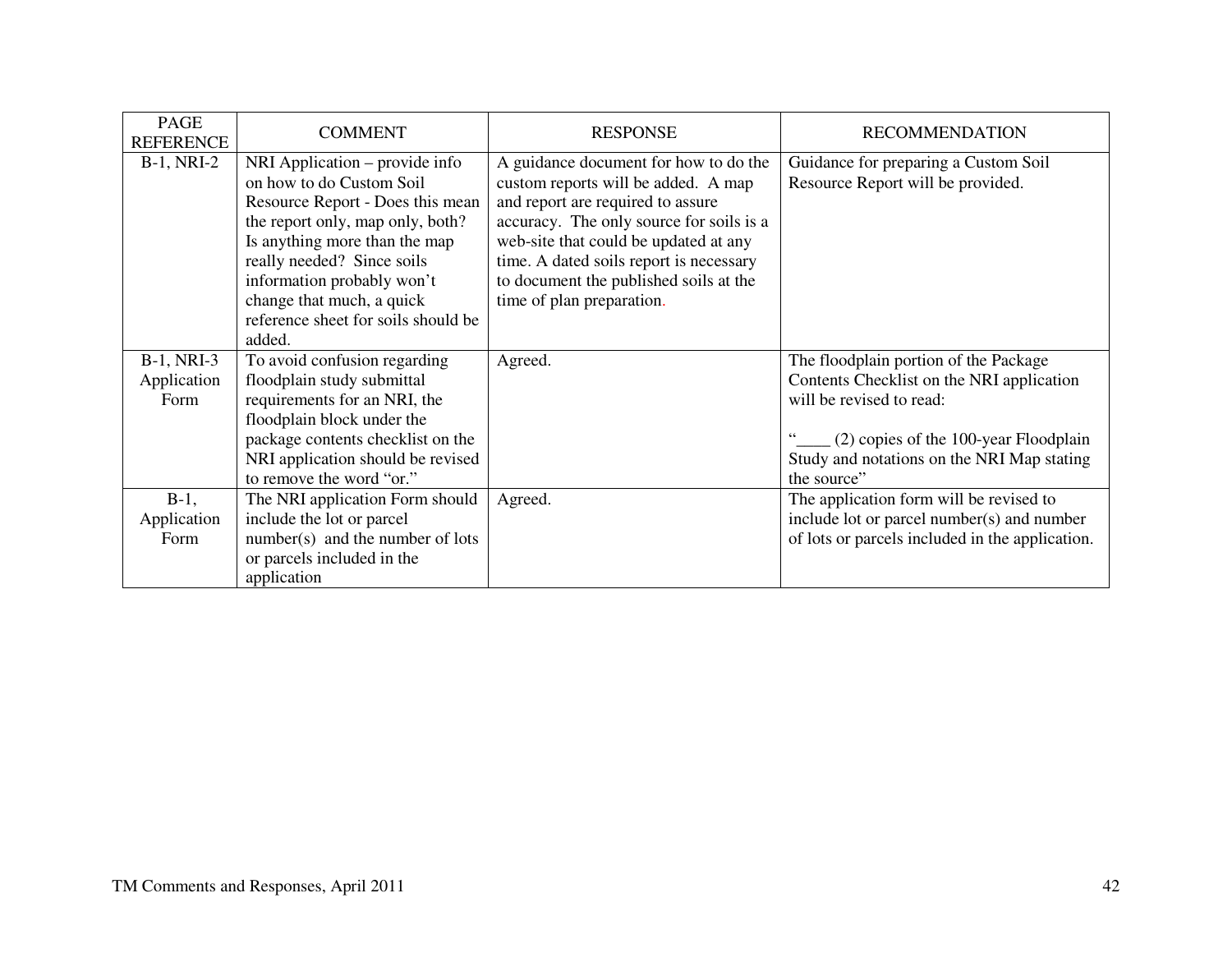| PAGE REFERENCE | COMMENT | RESPONSE | RECOMMENDATION |
|---|---|---|---|
| B-1, NRI-2 | NRI Application – provide info on how to do Custom Soil Resource Report - Does this mean the report only, map only, both? Is anything more than the map really needed? Since soils information probably won't change that much, a quick reference sheet for soils should be added. | A guidance document for how to do the custom reports will be added. A map and report are required to assure accuracy. The only source for soils is a web-site that could be updated at any time. A dated soils report is necessary to document the published soils at the time of plan preparation. | Guidance for preparing a Custom Soil Resource Report will be provided. |
| B-1, NRI-3 Application Form | To avoid confusion regarding floodplain study submittal requirements for an NRI, the floodplain block under the package contents checklist on the NRI application should be revised to remove the word "or." | Agreed. | The floodplain portion of the Package Contents Checklist on the NRI application will be revised to read:<br><br>"____ (2) copies of the 100-year Floodplain Study and notations on the NRI Map stating the source" |
| B-1, Application Form | The NRI application Form should include the lot or parcel number(s) and the number of lots or parcels included in the application | Agreed. | The application form will be revised to include lot or parcel number(s) and number of lots or parcels included in the application. |